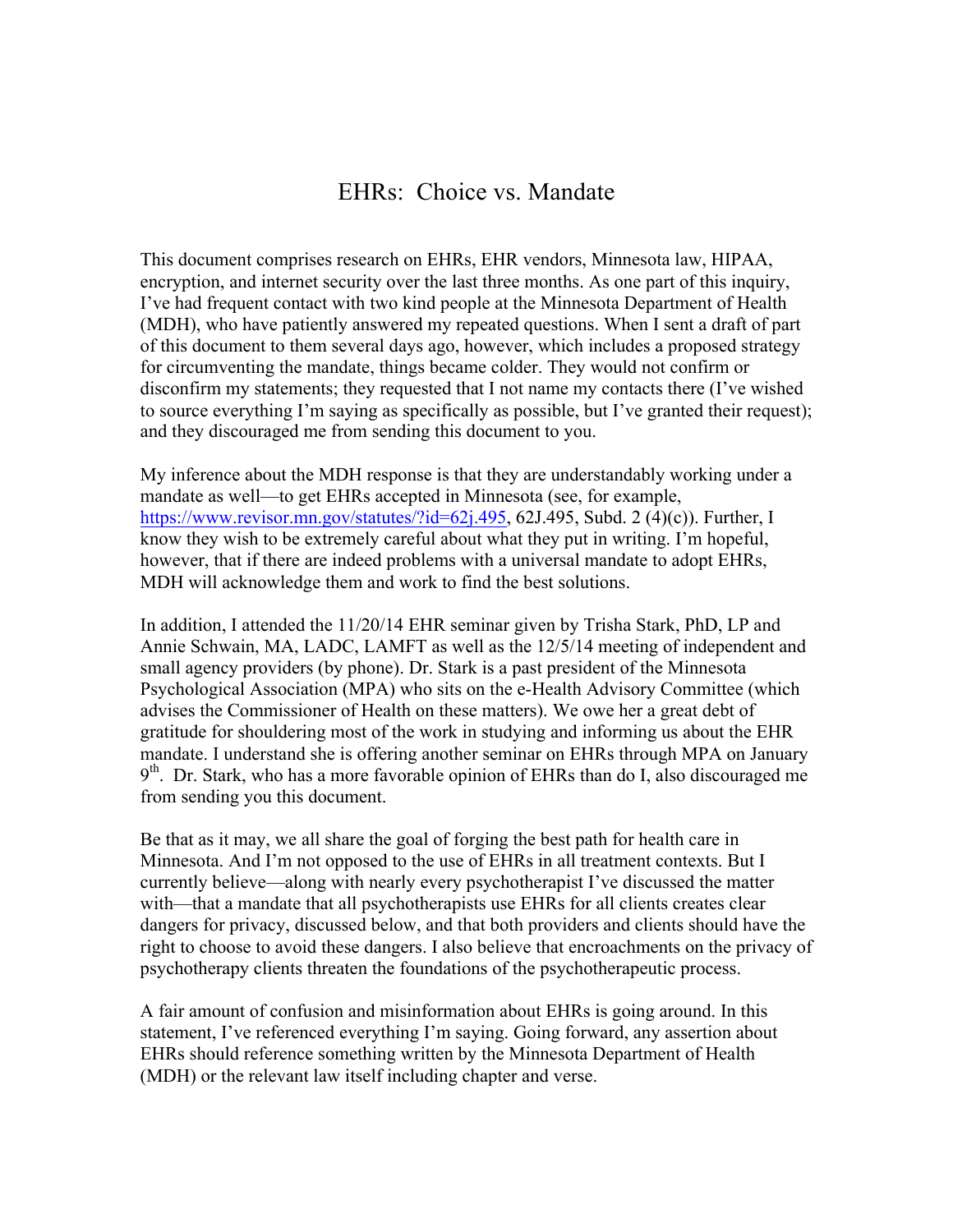# EHRs: Choice vs. Mandate

This document comprises research on EHRs, EHR vendors, Minnesota law, HIPAA, encryption, and internet security over the last three months. As one part of this inquiry, I've had frequent contact with two kind people at the Minnesota Department of Health (MDH), who have patiently answered my repeated questions. When I sent a draft of part of this document to them several days ago, however, which includes a proposed strategy for circumventing the mandate, things became colder. They would not confirm or disconfirm my statements; they requested that I not name my contacts there (I've wished to source everything I'm saying as specifically as possible, but I've granted their request); and they discouraged me from sending this document to you.

My inference about the MDH response is that they are understandably working under a mandate as well—to get EHRs accepted in Minnesota (see, for example, https://www.revisor.mn.gov/statutes/?id=62j.495, 62J.495, Subd. 2 (4)(c)). Further, I know they wish to be extremely careful about what they put in writing. I'm hopeful, however, that if there are indeed problems with a universal mandate to adopt EHRs, MDH will acknowledge them and work to find the best solutions.

In addition, I attended the 11/20/14 EHR seminar given by Trisha Stark, PhD, LP and Annie Schwain, MA, LADC, LAMFT as well as the 12/5/14 meeting of independent and small agency providers (by phone). Dr. Stark is a past president of the Minnesota Psychological Association (MPA) who sits on the e-Health Advisory Committee (which advises the Commissioner of Health on these matters). We owe her a great debt of gratitude for shouldering most of the work in studying and informing us about the EHR mandate. I understand she is offering another seminar on EHRs through MPA on January 9th. Dr. Stark, who has a more favorable opinion of EHRs than do I, also discouraged me from sending you this document.

Be that as it may, we all share the goal of forging the best path for health care in Minnesota. And I'm not opposed to the use of EHRs in all treatment contexts. But I currently believe—along with nearly every psychotherapist I've discussed the matter with—that a mandate that all psychotherapists use EHRs for all clients creates clear dangers for privacy, discussed below, and that both providers and clients should have the right to choose to avoid these dangers. I also believe that encroachments on the privacy of psychotherapy clients threaten the foundations of the psychotherapeutic process.

A fair amount of confusion and misinformation about EHRs is going around. In this statement, I've referenced everything I'm saying. Going forward, any assertion about EHRs should reference something written by the Minnesota Department of Health (MDH) or the relevant law itself including chapter and verse.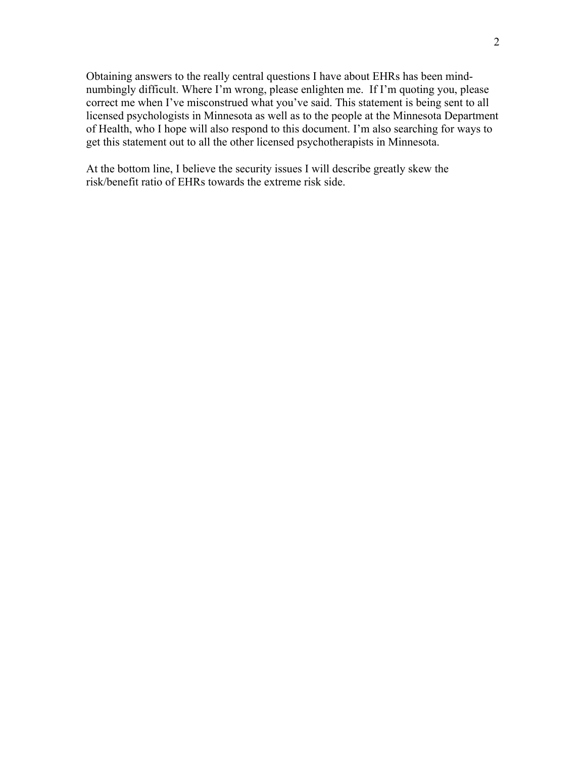Obtaining answers to the really central questions I have about EHRs has been mind-numbingly difficult. Where I'm wrong, please enlighten me. If I'm quoting you, please correct me when I've misconstrued what you've said. This statement is being sent to all licensed psychologists in Minnesota as well as to the people at the Minnesota Department of Health, who I hope will also respond to this document. I'm also searching for ways to get this statement out to all the other licensed psychotherapists in Minnesota.

At the bottom line, I believe the security issues I will describe greatly skew the risk/benefit ratio of EHRs towards the extreme risk side.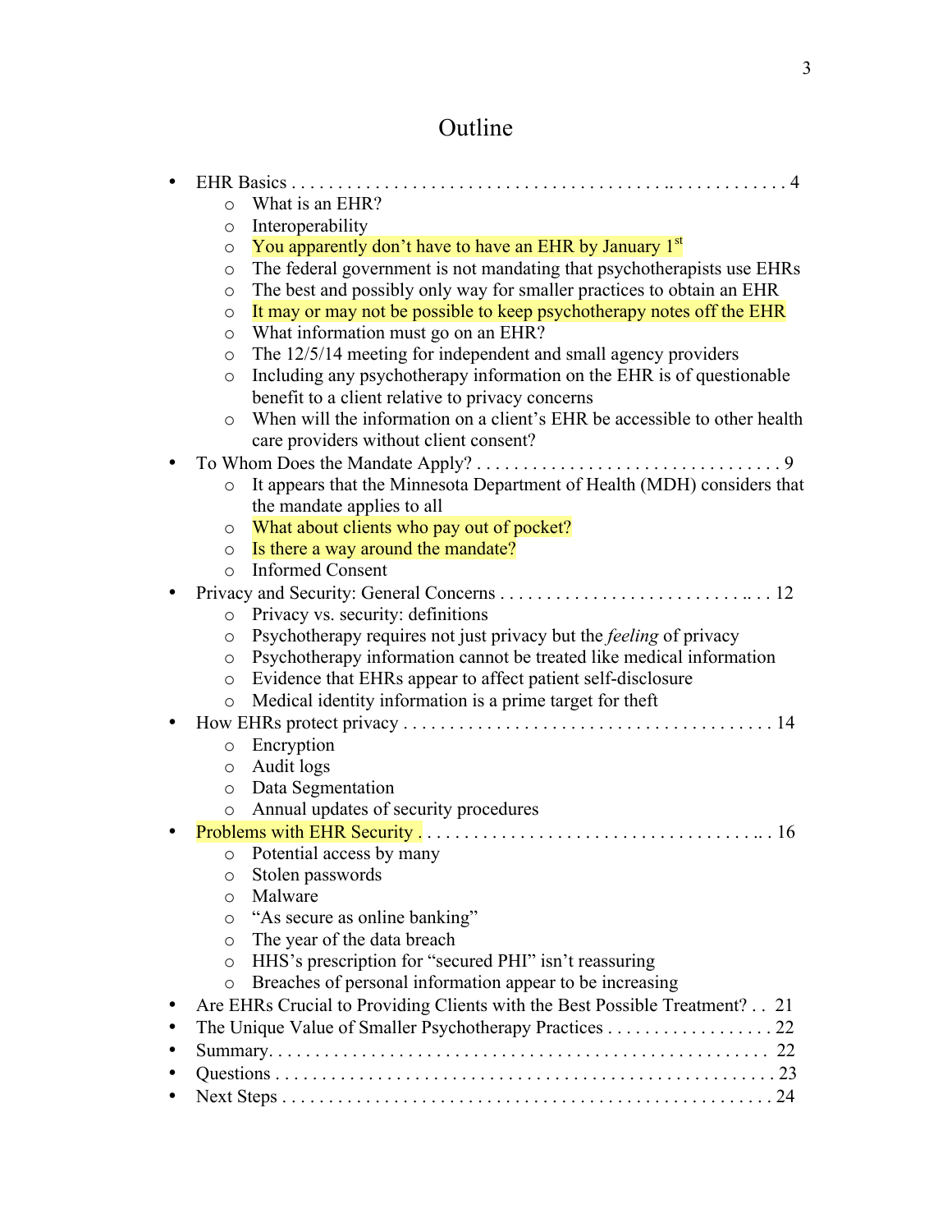# Outline

- EHR Basics . . . . . . . . . . . . . . . . . . . . . . . . . . . . . . . . . . . . . . . . . . . . . . . . . . . . . 4
  - What is an EHR?
  - Interoperability
  - You apparently don't have to have an EHR by January 1st
  - The federal government is not mandating that psychotherapists use EHRs
  - The best and possibly only way for smaller practices to obtain an EHR
  - It may or may not be possible to keep psychotherapy notes off the EHR
  - What information must go on an EHR?
  - The 12/5/14 meeting for independent and small agency providers
  - Including any psychotherapy information on the EHR is of questionable benefit to a client relative to privacy concerns
  - When will the information on a client's EHR be accessible to other health care providers without client consent?
- To Whom Does the Mandate Apply? . . . . . . . . . . . . . . . . . . . . . . . . . . . . . . . . 9
  - It appears that the Minnesota Department of Health (MDH) considers that the mandate applies to all
  - What about clients who pay out of pocket?
  - Is there a way around the mandate?
  - Informed Consent
- Privacy and Security: General Concerns . . . . . . . . . . . . . . . . . . . . . . . . . . . . . 12
  - Privacy vs. security: definitions
  - Psychotherapy requires not just privacy but the *feeling* of privacy
  - Psychotherapy information cannot be treated like medical information
  - Evidence that EHRs appear to affect patient self-disclosure
  - Medical identity information is a prime target for theft
- How EHRs protect privacy . . . . . . . . . . . . . . . . . . . . . . . . . . . . . . . . . . . . . . . 14
  - Encryption
  - Audit logs
  - Data Segmentation
  - Annual updates of security procedures
- Problems with EHR Security . . . . . . . . . . . . . . . . . . . . . . . . . . . . . . . . . . . . . . 16
  - Potential access by many
  - Stolen passwords
  - Malware
  - "As secure as online banking"
  - The year of the data breach
  - HHS's prescription for "secured PHI" isn't reassuring
  - Breaches of personal information appear to be increasing
- Are EHRs Crucial to Providing Clients with the Best Possible Treatment? . . 21
- The Unique Value of Smaller Psychotherapy Practices . . . . . . . . . . . . . . . . . . 22
- Summary. . . . . . . . . . . . . . . . . . . . . . . . . . . . . . . . . . . . . . . . . . . . . . . . . . . . . 22
- Questions . . . . . . . . . . . . . . . . . . . . . . . . . . . . . . . . . . . . . . . . . . . . . . . . . . . . 23
- Next Steps . . . . . . . . . . . . . . . . . . . . . . . . . . . . . . . . . . . . . . . . . . . . . . . . . . . . 24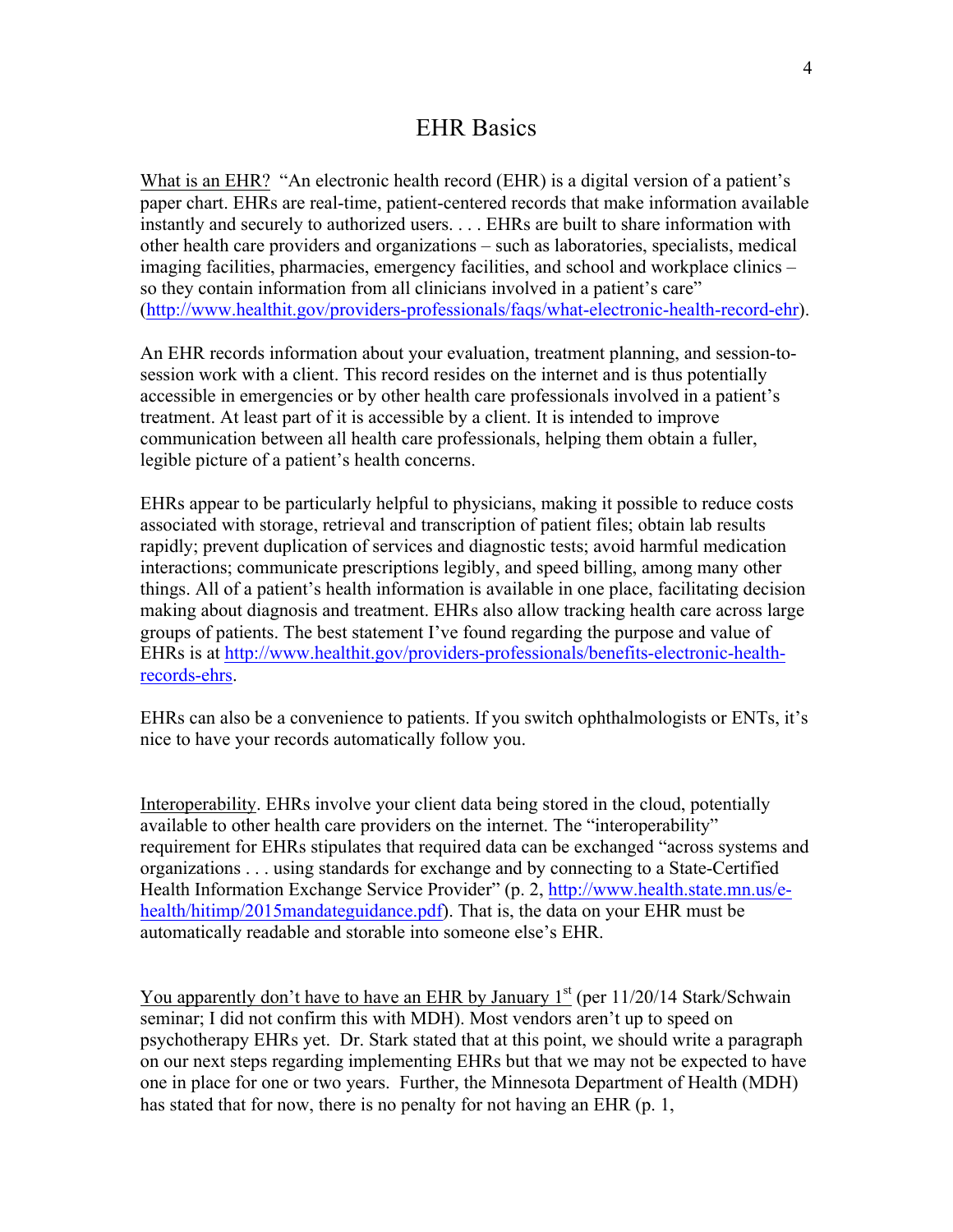# EHR Basics

<u>What is an EHR?</u> "An electronic health record (EHR) is a digital version of a patient's paper chart. EHRs are real-time, patient-centered records that make information available instantly and securely to authorized users. . . . EHRs are built to share information with other health care providers and organizations – such as laboratories, specialists, medical imaging facilities, pharmacies, emergency facilities, and school and workplace clinics – so they contain information from all clinicians involved in a patient's care" (http://www.healthit.gov/providers-professionals/faqs/what-electronic-health-record-ehr).

An EHR records information about your evaluation, treatment planning, and session-to-session work with a client. This record resides on the internet and is thus potentially accessible in emergencies or by other health care professionals involved in a patient's treatment. At least part of it is accessible by a client. It is intended to improve communication between all health care professionals, helping them obtain a fuller, legible picture of a patient's health concerns.

EHRs appear to be particularly helpful to physicians, making it possible to reduce costs associated with storage, retrieval and transcription of patient files; obtain lab results rapidly; prevent duplication of services and diagnostic tests; avoid harmful medication interactions; communicate prescriptions legibly, and speed billing, among many other things. All of a patient's health information is available in one place, facilitating decision making about diagnosis and treatment. EHRs also allow tracking health care across large groups of patients. The best statement I've found regarding the purpose and value of EHRs is at http://www.healthit.gov/providers-professionals/benefits-electronic-health-records-ehrs.

EHRs can also be a convenience to patients. If you switch ophthalmologists or ENTs, it's nice to have your records automatically follow you.

<u>Interoperability</u>. EHRs involve your client data being stored in the cloud, potentially available to other health care providers on the internet. The "interoperability" requirement for EHRs stipulates that required data can be exchanged "across systems and organizations . . . using standards for exchange and by connecting to a State-Certified Health Information Exchange Service Provider" (p. 2, http://www.health.state.mn.us/e-health/hitimp/2015mandateguidance.pdf). That is, the data on your EHR must be automatically readable and storable into someone else's EHR.

<u>You apparently don't have to have an EHR by January 1st</u> (per 11/20/14 Stark/Schwain seminar; I did not confirm this with MDH). Most vendors aren't up to speed on psychotherapy EHRs yet. Dr. Stark stated that at this point, we should write a paragraph on our next steps regarding implementing EHRs but that we may not be expected to have one in place for one or two years. Further, the Minnesota Department of Health (MDH) has stated that for now, there is no penalty for not having an EHR (p. 1,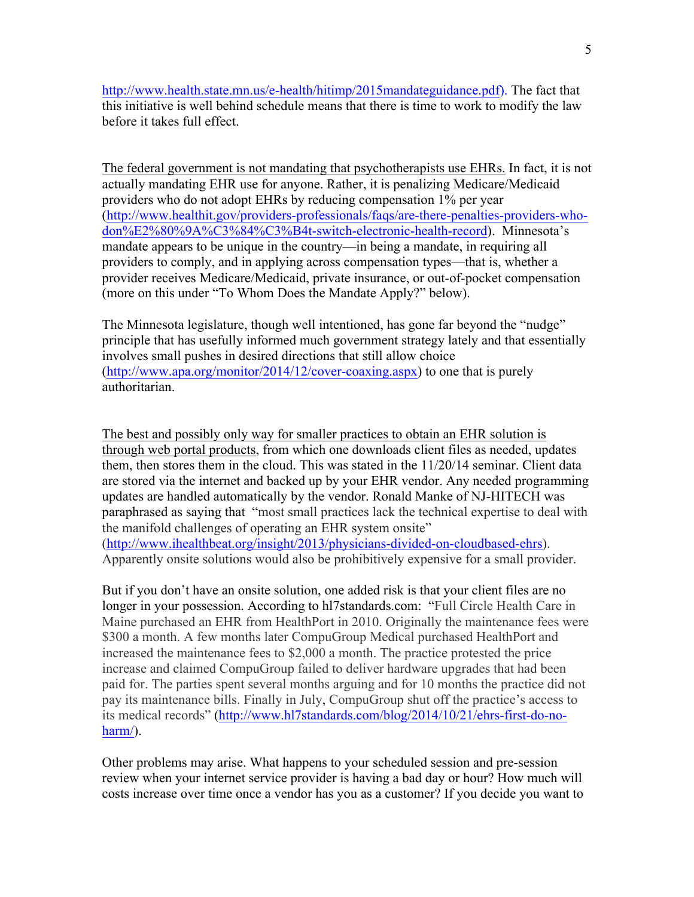http://www.health.state.mn.us/e-health/hitimp/2015mandateguidance.pdf). The fact that this initiative is well behind schedule means that there is time to work to modify the law before it takes full effect.

<u>The federal government is not mandating that psychotherapists use EHRs.</u> In fact, it is not actually mandating EHR use for anyone. Rather, it is penalizing Medicare/Medicaid providers who do not adopt EHRs by reducing compensation 1% per year (http://www.healthit.gov/providers-professionals/faqs/are-there-penalties-providers-who-don%E2%80%9A%C3%84%C3%B4t-switch-electronic-health-record). Minnesota's mandate appears to be unique in the country—in being a mandate, in requiring all providers to comply, and in applying across compensation types—that is, whether a provider receives Medicare/Medicaid, private insurance, or out-of-pocket compensation (more on this under "To Whom Does the Mandate Apply?" below).

The Minnesota legislature, though well intentioned, has gone far beyond the "nudge" principle that has usefully informed much government strategy lately and that essentially involves small pushes in desired directions that still allow choice (http://www.apa.org/monitor/2014/12/cover-coaxing.aspx) to one that is purely authoritarian.

<u>The best and possibly only way for smaller practices to obtain an EHR solution is through web portal products</u>, from which one downloads client files as needed, updates them, then stores them in the cloud. This was stated in the 11/20/14 seminar. Client data are stored via the internet and backed up by your EHR vendor. Any needed programming updates are handled automatically by the vendor. Ronald Manke of NJ-HITECH was paraphrased as saying that "most small practices lack the technical expertise to deal with the manifold challenges of operating an EHR system onsite" (http://www.ihealthbeat.org/insight/2013/physicians-divided-on-cloudbased-ehrs). Apparently onsite solutions would also be prohibitively expensive for a small provider.

But if you don't have an onsite solution, one added risk is that your client files are no longer in your possession. According to hl7standards.com: "Full Circle Health Care in Maine purchased an EHR from HealthPort in 2010. Originally the maintenance fees were $300 a month. A few months later CompuGroup Medical purchased HealthPort and increased the maintenance fees to $2,000 a month. The practice protested the price increase and claimed CompuGroup failed to deliver hardware upgrades that had been paid for. The parties spent several months arguing and for 10 months the practice did not pay its maintenance bills. Finally in July, CompuGroup shut off the practice's access to its medical records" (http://www.hl7standards.com/blog/2014/10/21/ehrs-first-do-no-harm/).

Other problems may arise. What happens to your scheduled session and pre-session review when your internet service provider is having a bad day or hour? How much will costs increase over time once a vendor has you as a customer? If you decide you want to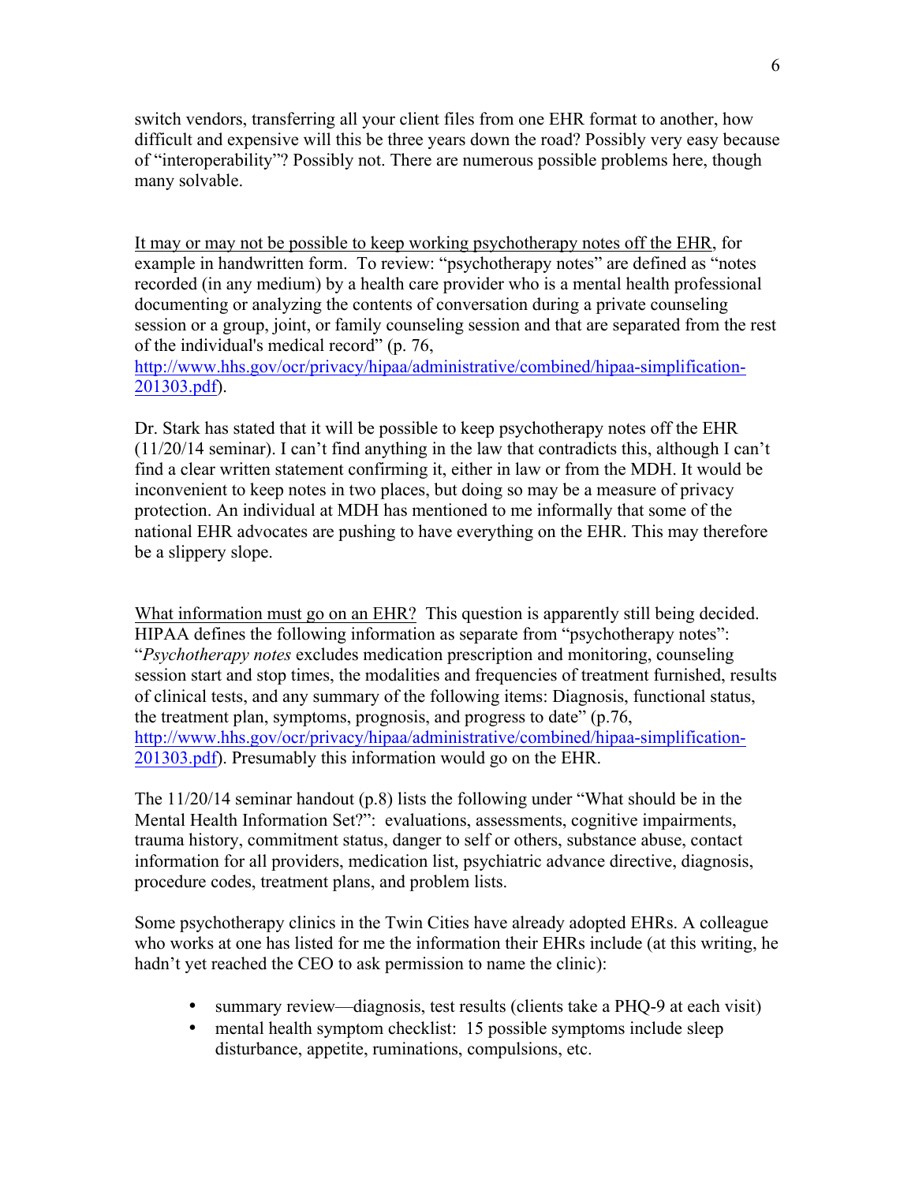switch vendors, transferring all your client files from one EHR format to another, how difficult and expensive will this be three years down the road? Possibly very easy because of "interoperability"? Possibly not. There are numerous possible problems here, though many solvable.

It may or may not be possible to keep working psychotherapy notes off the EHR, for example in handwritten form. To review: "psychotherapy notes" are defined as "notes recorded (in any medium) by a health care provider who is a mental health professional documenting or analyzing the contents of conversation during a private counseling session or a group, joint, or family counseling session and that are separated from the rest of the individual's medical record" (p. 76, http://www.hhs.gov/ocr/privacy/hipaa/administrative/combined/hipaa-simplification-201303.pdf).

Dr. Stark has stated that it will be possible to keep psychotherapy notes off the EHR (11/20/14 seminar). I can't find anything in the law that contradicts this, although I can't find a clear written statement confirming it, either in law or from the MDH. It would be inconvenient to keep notes in two places, but doing so may be a measure of privacy protection. An individual at MDH has mentioned to me informally that some of the national EHR advocates are pushing to have everything on the EHR. This may therefore be a slippery slope.

What information must go on an EHR? This question is apparently still being decided. HIPAA defines the following information as separate from "psychotherapy notes": "*Psychotherapy notes* excludes medication prescription and monitoring, counseling session start and stop times, the modalities and frequencies of treatment furnished, results of clinical tests, and any summary of the following items: Diagnosis, functional status, the treatment plan, symptoms, prognosis, and progress to date" (p.76, http://www.hhs.gov/ocr/privacy/hipaa/administrative/combined/hipaa-simplification-201303.pdf). Presumably this information would go on the EHR.

The 11/20/14 seminar handout (p.8) lists the following under "What should be in the Mental Health Information Set?": evaluations, assessments, cognitive impairments, trauma history, commitment status, danger to self or others, substance abuse, contact information for all providers, medication list, psychiatric advance directive, diagnosis, procedure codes, treatment plans, and problem lists.

Some psychotherapy clinics in the Twin Cities have already adopted EHRs. A colleague who works at one has listed for me the information their EHRs include (at this writing, he hadn't yet reached the CEO to ask permission to name the clinic):

- summary review—diagnosis, test results (clients take a PHQ-9 at each visit)
- mental health symptom checklist: 15 possible symptoms include sleep disturbance, appetite, ruminations, compulsions, etc.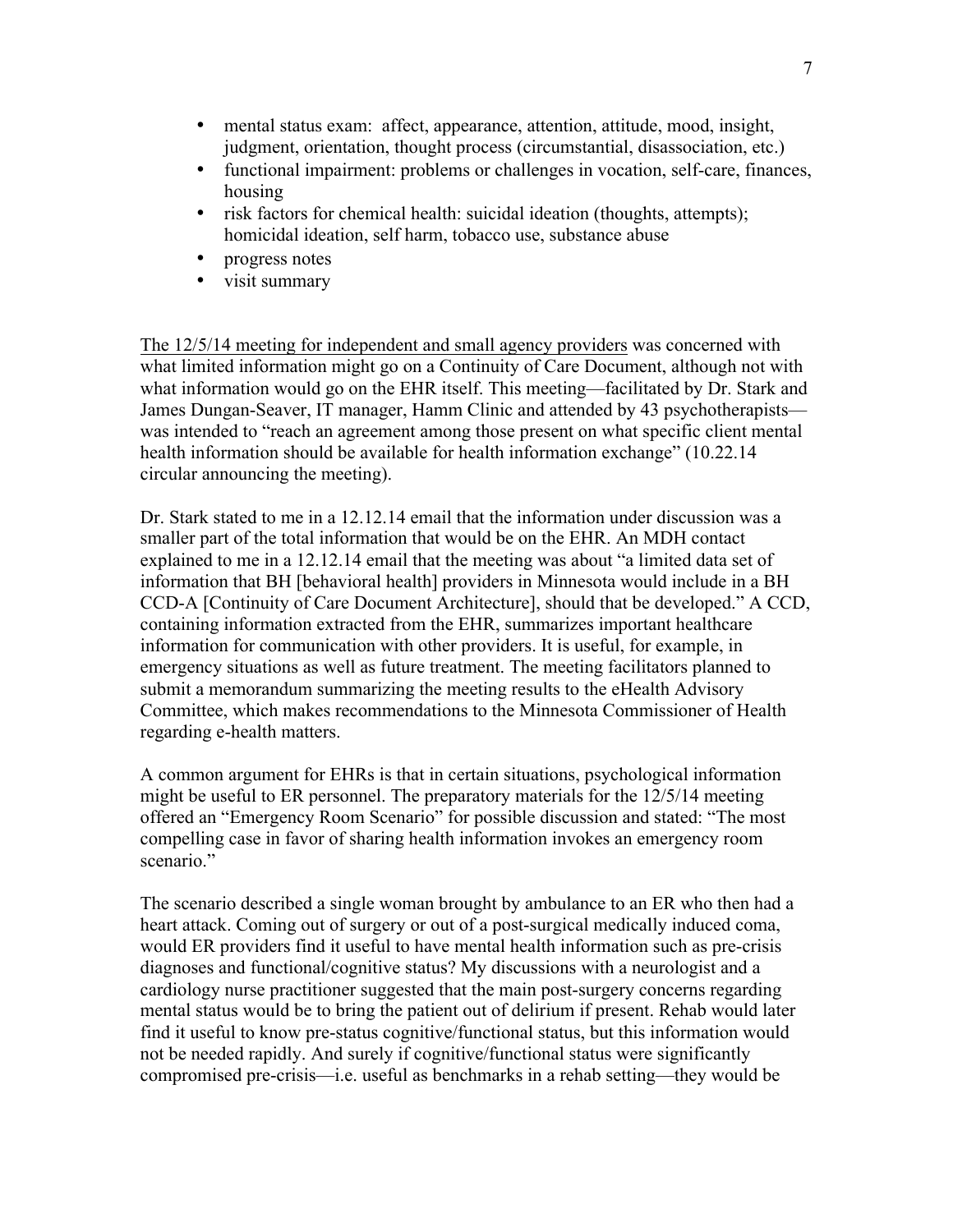- mental status exam: affect, appearance, attention, attitude, mood, insight, judgment, orientation, thought process (circumstantial, disassociation, etc.)
- functional impairment: problems or challenges in vocation, self-care, finances, housing
- risk factors for chemical health: suicidal ideation (thoughts, attempts); homicidal ideation, self harm, tobacco use, substance abuse
- progress notes
- visit summary

<u>The 12/5/14 meeting for independent and small agency providers</u> was concerned with what limited information might go on a Continuity of Care Document, although not with what information would go on the EHR itself. This meeting—facilitated by Dr. Stark and James Dungan-Seaver, IT manager, Hamm Clinic and attended by 43 psychotherapists—was intended to "reach an agreement among those present on what specific client mental health information should be available for health information exchange" (10.22.14 circular announcing the meeting).

Dr. Stark stated to me in a 12.12.14 email that the information under discussion was a smaller part of the total information that would be on the EHR. An MDH contact explained to me in a 12.12.14 email that the meeting was about "a limited data set of information that BH [behavioral health] providers in Minnesota would include in a BH CCD-A [Continuity of Care Document Architecture], should that be developed." A CCD, containing information extracted from the EHR, summarizes important healthcare information for communication with other providers. It is useful, for example, in emergency situations as well as future treatment. The meeting facilitators planned to submit a memorandum summarizing the meeting results to the eHealth Advisory Committee, which makes recommendations to the Minnesota Commissioner of Health regarding e-health matters.

A common argument for EHRs is that in certain situations, psychological information might be useful to ER personnel. The preparatory materials for the 12/5/14 meeting offered an "Emergency Room Scenario" for possible discussion and stated: "The most compelling case in favor of sharing health information invokes an emergency room scenario."

The scenario described a single woman brought by ambulance to an ER who then had a heart attack. Coming out of surgery or out of a post-surgical medically induced coma, would ER providers find it useful to have mental health information such as pre-crisis diagnoses and functional/cognitive status? My discussions with a neurologist and a cardiology nurse practitioner suggested that the main post-surgery concerns regarding mental status would be to bring the patient out of delirium if present. Rehab would later find it useful to know pre-status cognitive/functional status, but this information would not be needed rapidly. And surely if cognitive/functional status were significantly compromised pre-crisis—i.e. useful as benchmarks in a rehab setting—they would be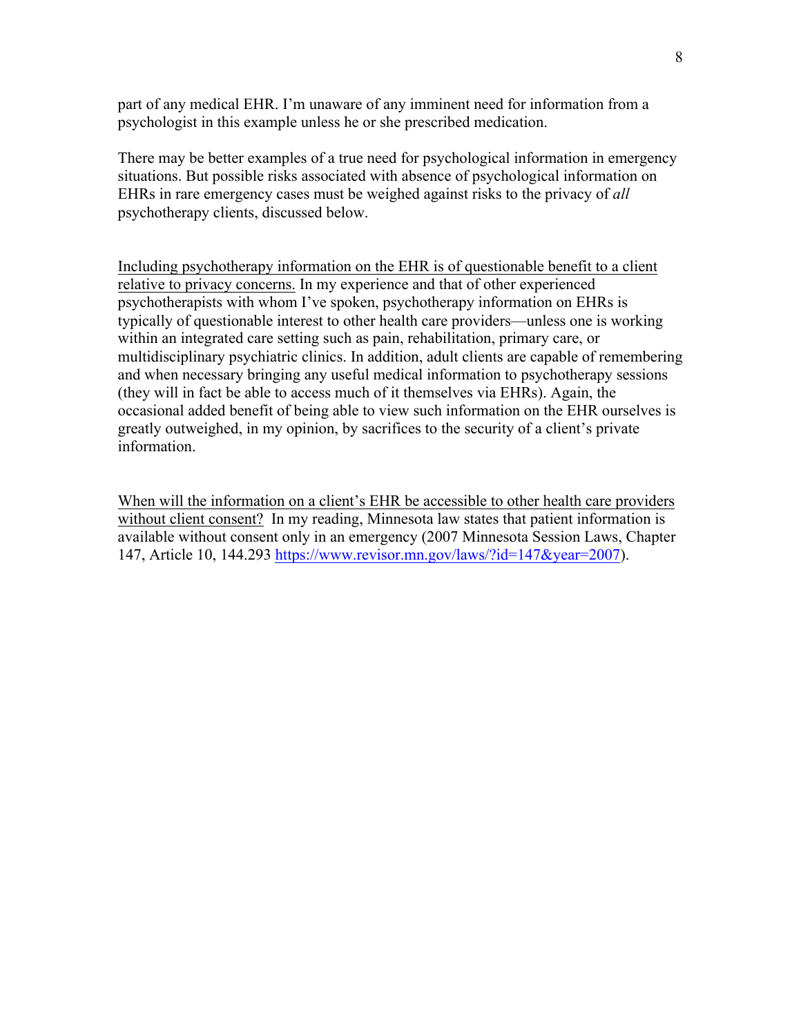part of any medical EHR. I'm unaware of any imminent need for information from a psychologist in this example unless he or she prescribed medication.

There may be better examples of a true need for psychological information in emergency situations. But possible risks associated with absence of psychological information on EHRs in rare emergency cases must be weighed against risks to the privacy of *all* psychotherapy clients, discussed below.

<u>Including psychotherapy information on the EHR is of questionable benefit to a client relative to privacy concerns.</u> In my experience and that of other experienced psychotherapists with whom I've spoken, psychotherapy information on EHRs is typically of questionable interest to other health care providers—unless one is working within an integrated care setting such as pain, rehabilitation, primary care, or multidisciplinary psychiatric clinics. In addition, adult clients are capable of remembering and when necessary bringing any useful medical information to psychotherapy sessions (they will in fact be able to access much of it themselves via EHRs). Again, the occasional added benefit of being able to view such information on the EHR ourselves is greatly outweighed, in my opinion, by sacrifices to the security of a client's private information.

<u>When will the information on a client's EHR be accessible to other health care providers without client consent?</u> In my reading, Minnesota law states that patient information is available without consent only in an emergency (2007 Minnesota Session Laws, Chapter 147, Article 10, 144.293 https://www.revisor.mn.gov/laws/?id=147&year=2007).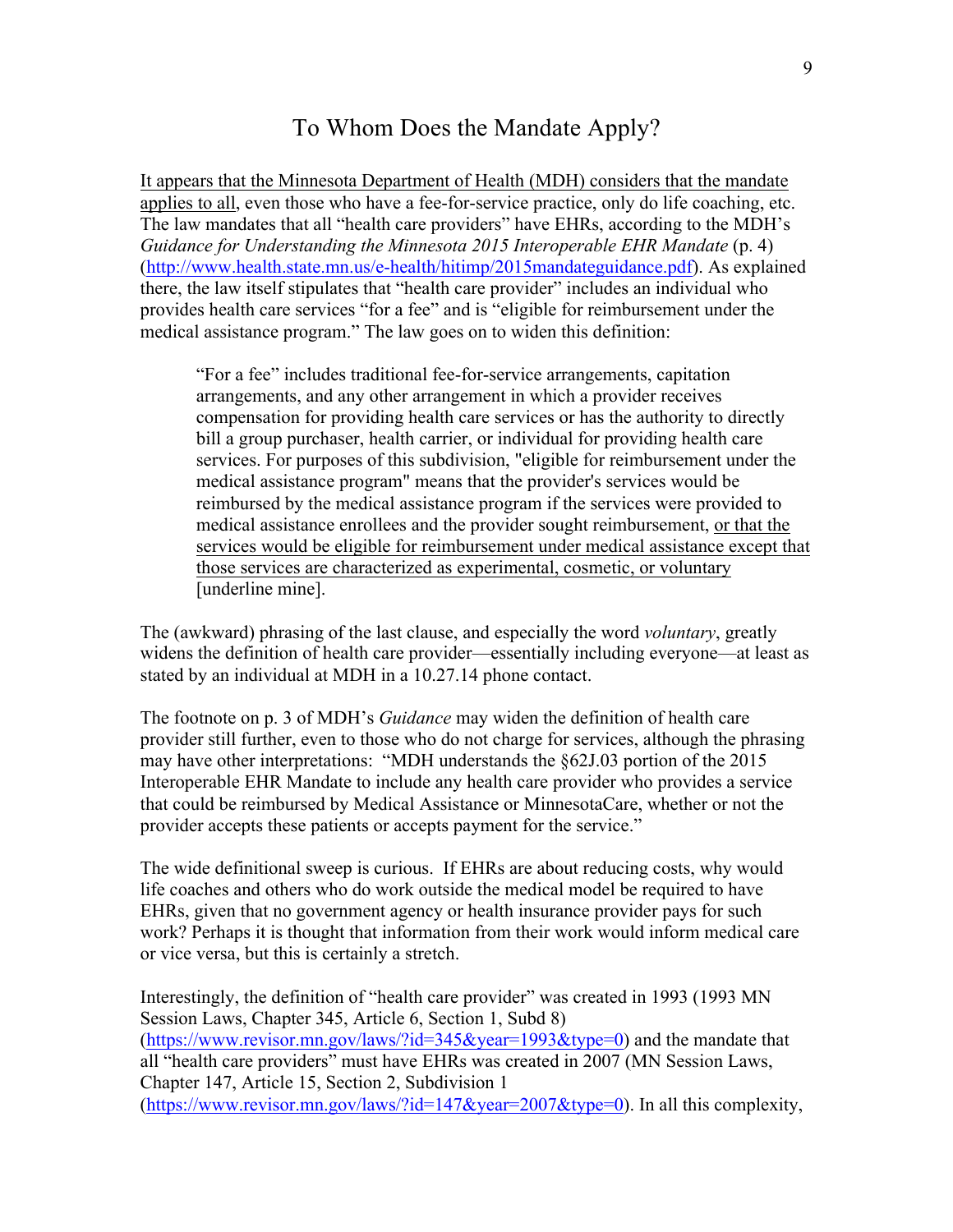## To Whom Does the Mandate Apply?

<u>It appears that the Minnesota Department of Health (MDH) considers that the mandate applies to all</u>, even those who have a fee-for-service practice, only do life coaching, etc. The law mandates that all "health care providers" have EHRs, according to the MDH's *Guidance for Understanding the Minnesota 2015 Interoperable EHR Mandate* (p. 4) (http://www.health.state.mn.us/e-health/hitimp/2015mandateguidance.pdf). As explained there, the law itself stipulates that "health care provider" includes an individual who provides health care services "for a fee" and is "eligible for reimbursement under the medical assistance program." The law goes on to widen this definition:

> "For a fee" includes traditional fee-for-service arrangements, capitation arrangements, and any other arrangement in which a provider receives compensation for providing health care services or has the authority to directly bill a group purchaser, health carrier, or individual for providing health care services. For purposes of this subdivision, "eligible for reimbursement under the medical assistance program" means that the provider's services would be reimbursed by the medical assistance program if the services were provided to medical assistance enrollees and the provider sought reimbursement, <u>or that the services would be eligible for reimbursement under medical assistance except that those services are characterized as experimental, cosmetic, or voluntary</u> [underline mine].

The (awkward) phrasing of the last clause, and especially the word *voluntary*, greatly widens the definition of health care provider—essentially including everyone—at least as stated by an individual at MDH in a 10.27.14 phone contact.

The footnote on p. 3 of MDH's *Guidance* may widen the definition of health care provider still further, even to those who do not charge for services, although the phrasing may have other interpretations: "MDH understands the §62J.03 portion of the 2015 Interoperable EHR Mandate to include any health care provider who provides a service that could be reimbursed by Medical Assistance or MinnesotaCare, whether or not the provider accepts these patients or accepts payment for the service."

The wide definitional sweep is curious. If EHRs are about reducing costs, why would life coaches and others who do work outside the medical model be required to have EHRs, given that no government agency or health insurance provider pays for such work? Perhaps it is thought that information from their work would inform medical care or vice versa, but this is certainly a stretch.

Interestingly, the definition of "health care provider" was created in 1993 (1993 MN Session Laws, Chapter 345, Article 6, Section 1, Subd 8) (https://www.revisor.mn.gov/laws/?id=345&year=1993&type=0) and the mandate that all "health care providers" must have EHRs was created in 2007 (MN Session Laws, Chapter 147, Article 15, Section 2, Subdivision 1 (https://www.revisor.mn.gov/laws/?id=147&year=2007&type=0). In all this complexity,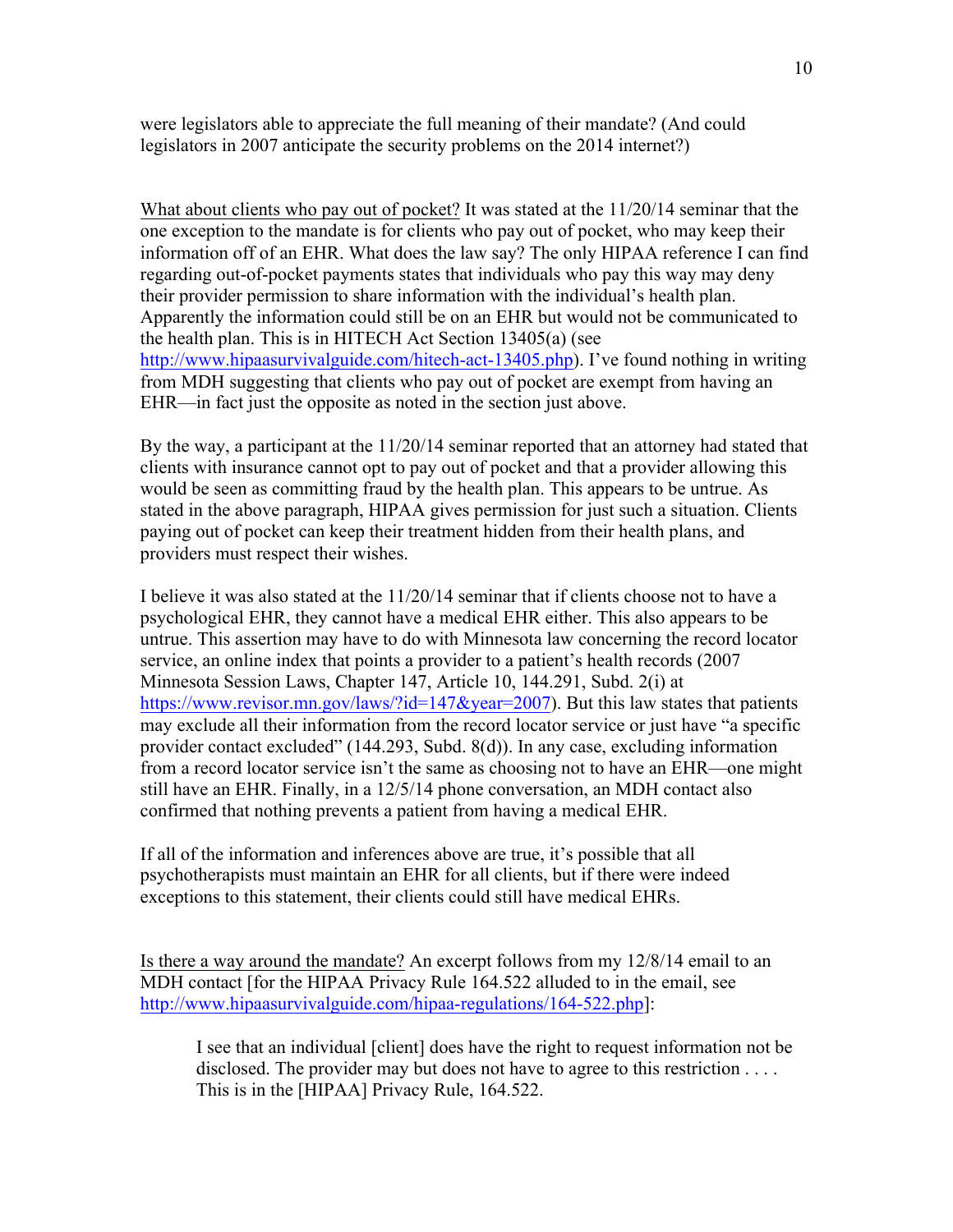were legislators able to appreciate the full meaning of their mandate? (And could legislators in 2007 anticipate the security problems on the 2014 internet?)

<u>What about clients who pay out of pocket?</u> It was stated at the 11/20/14 seminar that the one exception to the mandate is for clients who pay out of pocket, who may keep their information off of an EHR. What does the law say? The only HIPAA reference I can find regarding out-of-pocket payments states that individuals who pay this way may deny their provider permission to share information with the individual's health plan. Apparently the information could still be on an EHR but would not be communicated to the health plan. This is in HITECH Act Section 13405(a) (see http://www.hipaasurvivalguide.com/hitech-act-13405.php). I've found nothing in writing from MDH suggesting that clients who pay out of pocket are exempt from having an EHR—in fact just the opposite as noted in the section just above.

By the way, a participant at the 11/20/14 seminar reported that an attorney had stated that clients with insurance cannot opt to pay out of pocket and that a provider allowing this would be seen as committing fraud by the health plan. This appears to be untrue. As stated in the above paragraph, HIPAA gives permission for just such a situation. Clients paying out of pocket can keep their treatment hidden from their health plans, and providers must respect their wishes.

I believe it was also stated at the 11/20/14 seminar that if clients choose not to have a psychological EHR, they cannot have a medical EHR either. This also appears to be untrue. This assertion may have to do with Minnesota law concerning the record locator service, an online index that points a provider to a patient's health records (2007 Minnesota Session Laws, Chapter 147, Article 10, 144.291, Subd. 2(i) at https://www.revisor.mn.gov/laws/?id=147&year=2007). But this law states that patients may exclude all their information from the record locator service or just have "a specific provider contact excluded" (144.293, Subd. 8(d)). In any case, excluding information from a record locator service isn't the same as choosing not to have an EHR—one might still have an EHR. Finally, in a 12/5/14 phone conversation, an MDH contact also confirmed that nothing prevents a patient from having a medical EHR.

If all of the information and inferences above are true, it's possible that all psychotherapists must maintain an EHR for all clients, but if there were indeed exceptions to this statement, their clients could still have medical EHRs.

<u>Is there a way around the mandate?</u> An excerpt follows from my 12/8/14 email to an MDH contact [for the HIPAA Privacy Rule 164.522 alluded to in the email, see http://www.hipaasurvivalguide.com/hipaa-regulations/164-522.php]:

> I see that an individual [client] does have the right to request information not be disclosed. The provider may but does not have to agree to this restriction . . . . This is in the [HIPAA] Privacy Rule, 164.522.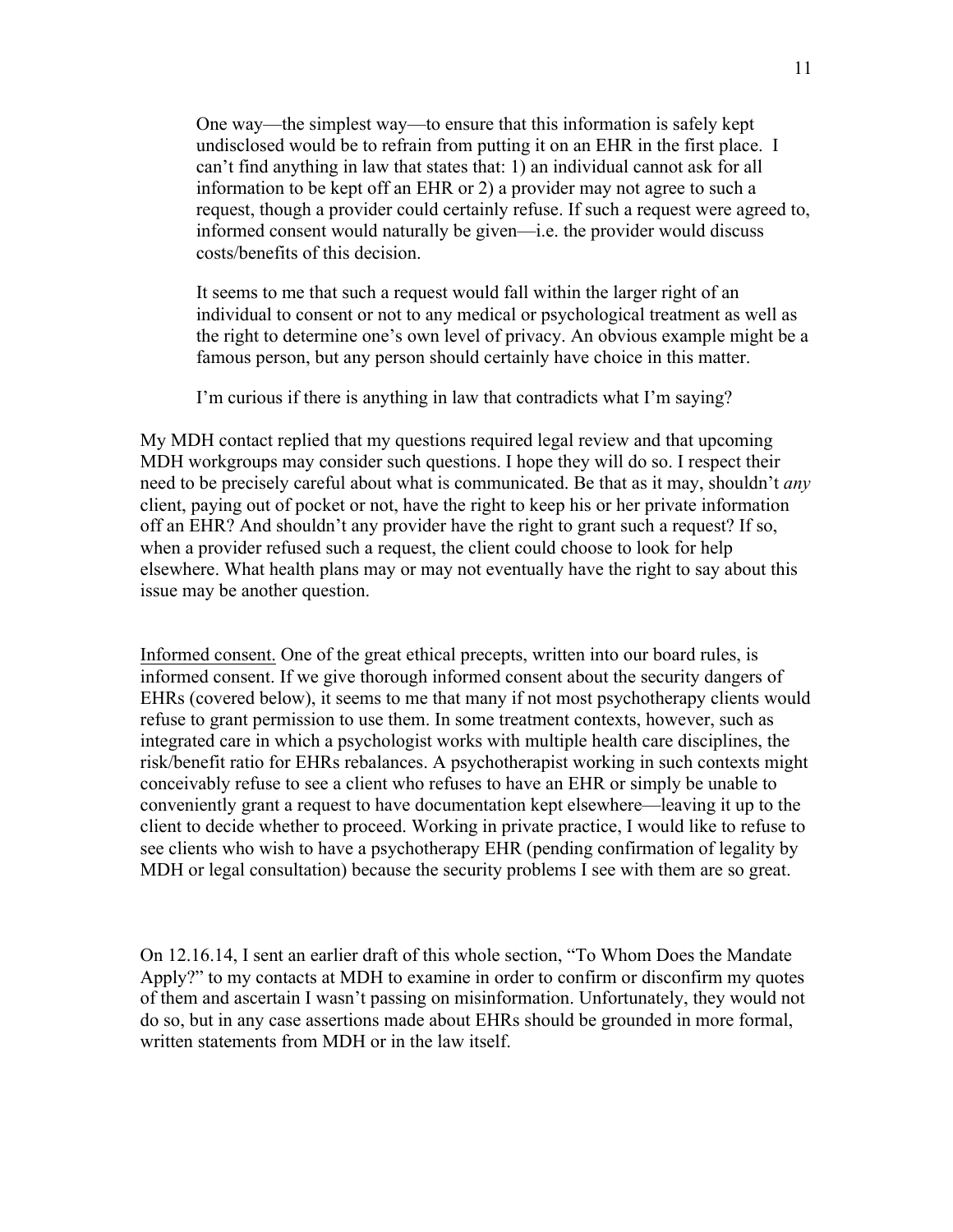> One way—the simplest way—to ensure that this information is safely kept undisclosed would be to refrain from putting it on an EHR in the first place. I can't find anything in law that states that: 1) an individual cannot ask for all information to be kept off an EHR or 2) a provider may not agree to such a request, though a provider could certainly refuse. If such a request were agreed to, informed consent would naturally be given—i.e. the provider would discuss costs/benefits of this decision.
>
> It seems to me that such a request would fall within the larger right of an individual to consent or not to any medical or psychological treatment as well as the right to determine one's own level of privacy. An obvious example might be a famous person, but any person should certainly have choice in this matter.
>
> I'm curious if there is anything in law that contradicts what I'm saying?

My MDH contact replied that my questions required legal review and that upcoming MDH workgroups may consider such questions. I hope they will do so. I respect their need to be precisely careful about what is communicated. Be that as it may, shouldn't *any* client, paying out of pocket or not, have the right to keep his or her private information off an EHR? And shouldn't any provider have the right to grant such a request? If so, when a provider refused such a request, the client could choose to look for help elsewhere. What health plans may or may not eventually have the right to say about this issue may be another question.

<u>Informed consent.</u> One of the great ethical precepts, written into our board rules, is informed consent. If we give thorough informed consent about the security dangers of EHRs (covered below), it seems to me that many if not most psychotherapy clients would refuse to grant permission to use them. In some treatment contexts, however, such as integrated care in which a psychologist works with multiple health care disciplines, the risk/benefit ratio for EHRs rebalances. A psychotherapist working in such contexts might conceivably refuse to see a client who refuses to have an EHR or simply be unable to conveniently grant a request to have documentation kept elsewhere—leaving it up to the client to decide whether to proceed. Working in private practice, I would like to refuse to see clients who wish to have a psychotherapy EHR (pending confirmation of legality by MDH or legal consultation) because the security problems I see with them are so great.

On 12.16.14, I sent an earlier draft of this whole section, "To Whom Does the Mandate Apply?" to my contacts at MDH to examine in order to confirm or disconfirm my quotes of them and ascertain I wasn't passing on misinformation. Unfortunately, they would not do so, but in any case assertions made about EHRs should be grounded in more formal, written statements from MDH or in the law itself.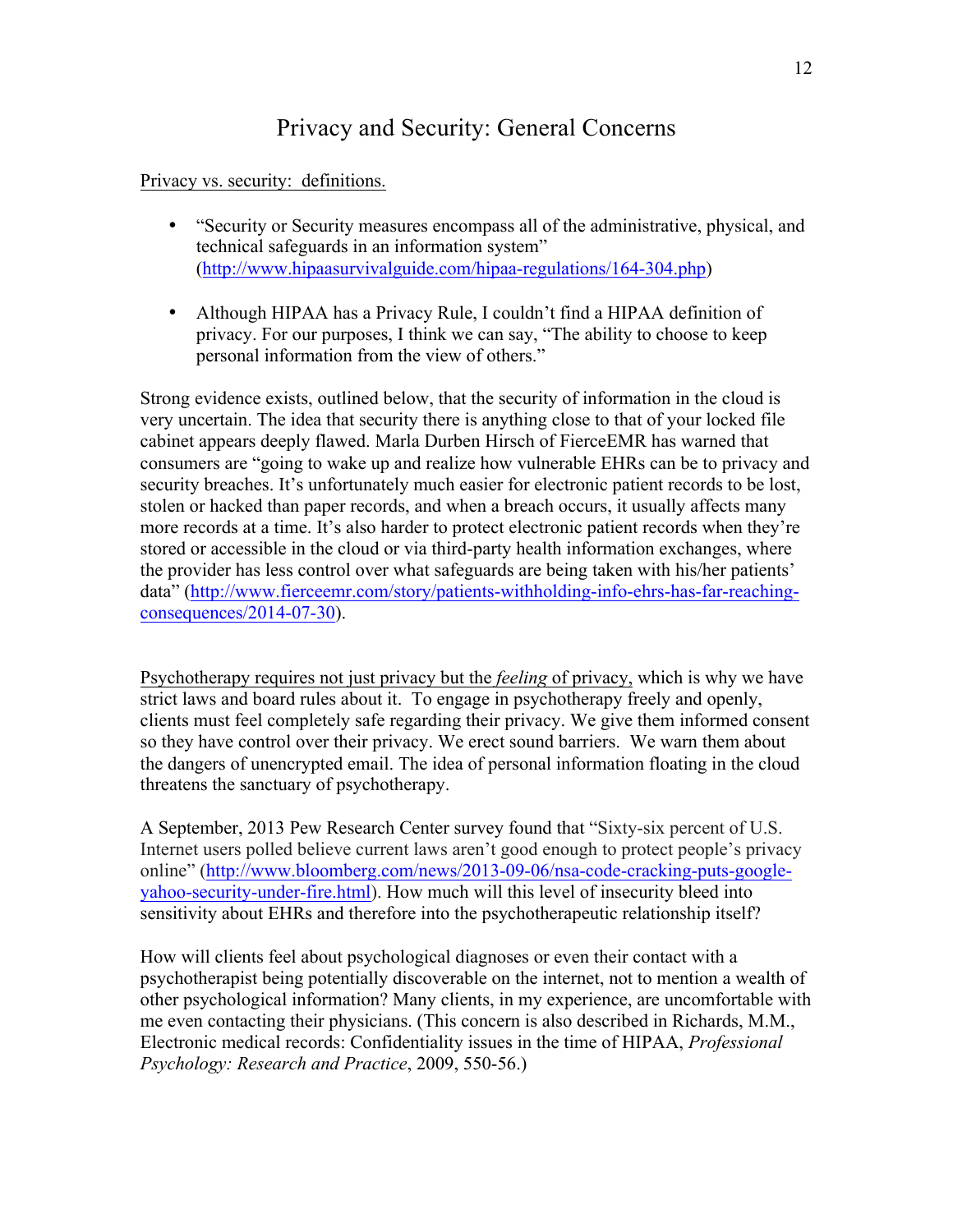# Privacy and Security: General Concerns

Privacy vs. security: definitions.

- "Security or Security measures encompass all of the administrative, physical, and technical safeguards in an information system" (http://www.hipaasurvivalguide.com/hipaa-regulations/164-304.php)

- Although HIPAA has a Privacy Rule, I couldn't find a HIPAA definition of privacy. For our purposes, I think we can say, "The ability to choose to keep personal information from the view of others."

Strong evidence exists, outlined below, that the security of information in the cloud is very uncertain. The idea that security there is anything close to that of your locked file cabinet appears deeply flawed. Marla Durben Hirsch of FierceEMR has warned that consumers are "going to wake up and realize how vulnerable EHRs can be to privacy and security breaches. It's unfortunately much easier for electronic patient records to be lost, stolen or hacked than paper records, and when a breach occurs, it usually affects many more records at a time. It's also harder to protect electronic patient records when they're stored or accessible in the cloud or via third-party health information exchanges, where the provider has less control over what safeguards are being taken with his/her patients' data" (http://www.fierceemr.com/story/patients-withholding-info-ehrs-has-far-reaching-consequences/2014-07-30).

Psychotherapy requires not just privacy but the *feeling* of privacy, which is why we have strict laws and board rules about it. To engage in psychotherapy freely and openly, clients must feel completely safe regarding their privacy. We give them informed consent so they have control over their privacy. We erect sound barriers. We warn them about the dangers of unencrypted email. The idea of personal information floating in the cloud threatens the sanctuary of psychotherapy.

A September, 2013 Pew Research Center survey found that "Sixty-six percent of U.S. Internet users polled believe current laws aren't good enough to protect people's privacy online" (http://www.bloomberg.com/news/2013-09-06/nsa-code-cracking-puts-google-yahoo-security-under-fire.html). How much will this level of insecurity bleed into sensitivity about EHRs and therefore into the psychotherapeutic relationship itself?

How will clients feel about psychological diagnoses or even their contact with a psychotherapist being potentially discoverable on the internet, not to mention a wealth of other psychological information? Many clients, in my experience, are uncomfortable with me even contacting their physicians. (This concern is also described in Richards, M.M., Electronic medical records: Confidentiality issues in the time of HIPAA, *Professional Psychology: Research and Practice*, 2009, 550-56.)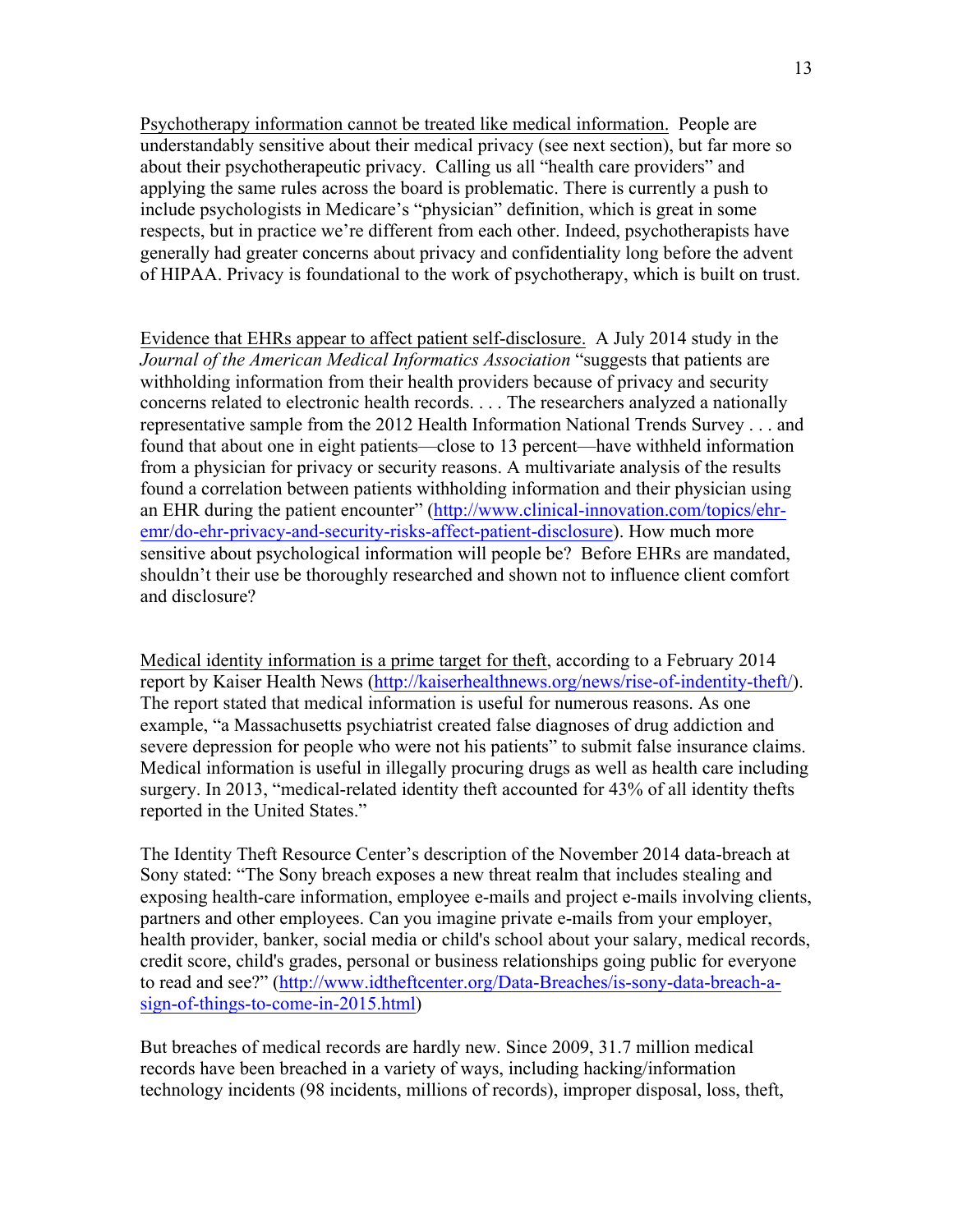<u>Psychotherapy information cannot be treated like medical information.</u> People are understandably sensitive about their medical privacy (see next section), but far more so about their psychotherapeutic privacy. Calling us all "health care providers" and applying the same rules across the board is problematic. There is currently a push to include psychologists in Medicare's "physician" definition, which is great in some respects, but in practice we're different from each other. Indeed, psychotherapists have generally had greater concerns about privacy and confidentiality long before the advent of HIPAA. Privacy is foundational to the work of psychotherapy, which is built on trust.

<u>Evidence that EHRs appear to affect patient self-disclosure.</u> A July 2014 study in the *Journal of the American Medical Informatics Association* "suggests that patients are withholding information from their health providers because of privacy and security concerns related to electronic health records. . . . The researchers analyzed a nationally representative sample from the 2012 Health Information National Trends Survey . . . and found that about one in eight patients—close to 13 percent—have withheld information from a physician for privacy or security reasons. A multivariate analysis of the results found a correlation between patients withholding information and their physician using an EHR during the patient encounter" (http://www.clinical-innovation.com/topics/ehr-emr/do-ehr-privacy-and-security-risks-affect-patient-disclosure). How much more sensitive about psychological information will people be? Before EHRs are mandated, shouldn't their use be thoroughly researched and shown not to influence client comfort and disclosure?

<u>Medical identity information is a prime target for theft</u>, according to a February 2014 report by Kaiser Health News (http://kaiserhealthnews.org/news/rise-of-indentity-theft/). The report stated that medical information is useful for numerous reasons. As one example, "a Massachusetts psychiatrist created false diagnoses of drug addiction and severe depression for people who were not his patients" to submit false insurance claims. Medical information is useful in illegally procuring drugs as well as health care including surgery. In 2013, "medical-related identity theft accounted for 43% of all identity thefts reported in the United States."

The Identity Theft Resource Center's description of the November 2014 data-breach at Sony stated: "The Sony breach exposes a new threat realm that includes stealing and exposing health-care information, employee e-mails and project e-mails involving clients, partners and other employees. Can you imagine private e-mails from your employer, health provider, banker, social media or child's school about your salary, medical records, credit score, child's grades, personal or business relationships going public for everyone to read and see?" (http://www.idtheftcenter.org/Data-Breaches/is-sony-data-breach-a-sign-of-things-to-come-in-2015.html)

But breaches of medical records are hardly new. Since 2009, 31.7 million medical records have been breached in a variety of ways, including hacking/information technology incidents (98 incidents, millions of records), improper disposal, loss, theft,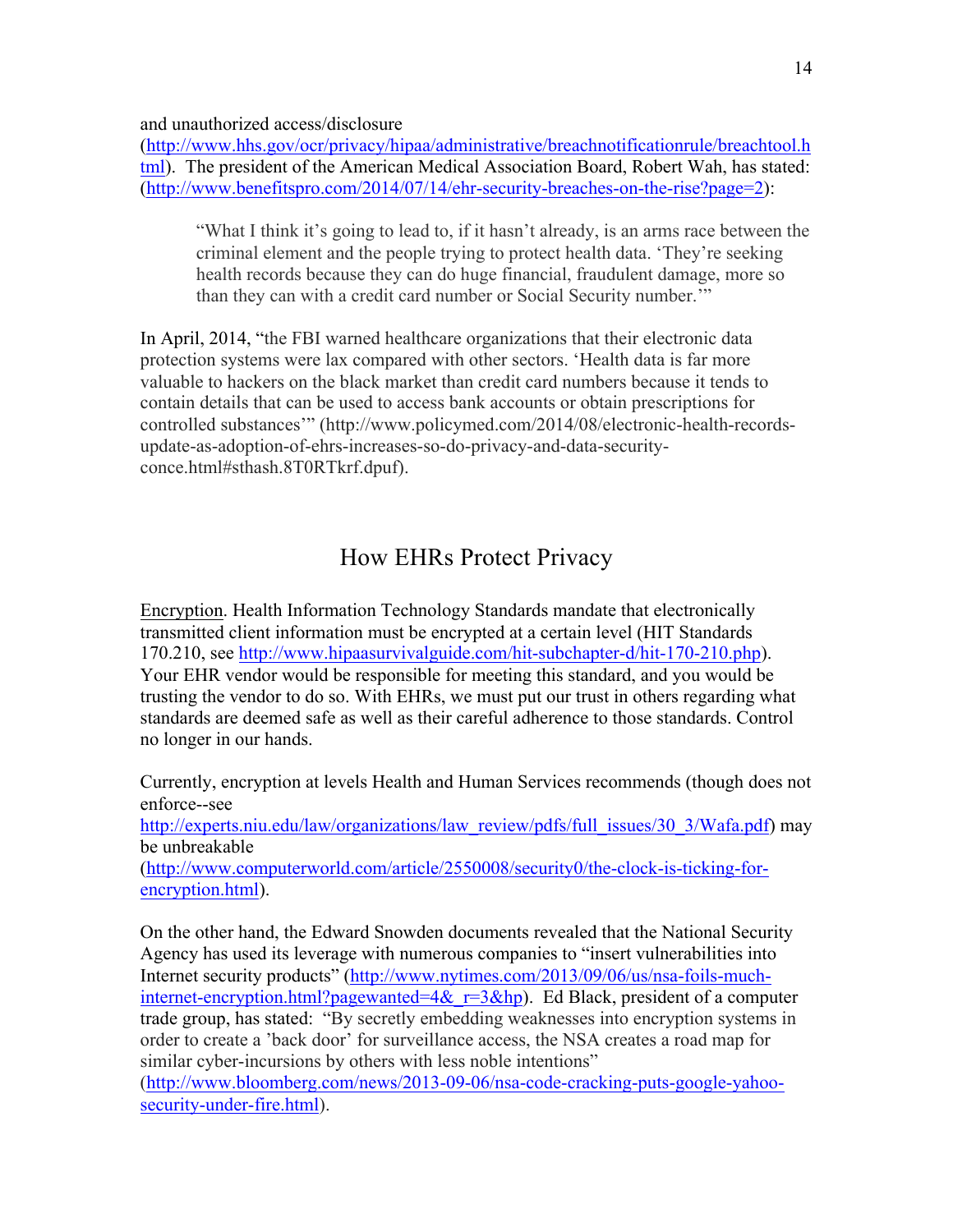and unauthorized access/disclosure (http://www.hhs.gov/ocr/privacy/hipaa/administrative/breachnotificationrule/breachtool.html). The president of the American Medical Association Board, Robert Wah, has stated: (http://www.benefitspro.com/2014/07/14/ehr-security-breaches-on-the-rise?page=2):

> "What I think it's going to lead to, if it hasn't already, is an arms race between the criminal element and the people trying to protect health data. 'They're seeking health records because they can do huge financial, fraudulent damage, more so than they can with a credit card number or Social Security number.'"

In April, 2014, "the FBI warned healthcare organizations that their electronic data protection systems were lax compared with other sectors. 'Health data is far more valuable to hackers on the black market than credit card numbers because it tends to contain details that can be used to access bank accounts or obtain prescriptions for controlled substances'" (http://www.policymed.com/2014/08/electronic-health-records-update-as-adoption-of-ehrs-increases-so-do-privacy-and-data-security-conce.html#sthash.8T0RTkrf.dpuf).

## How EHRs Protect Privacy

Encryption. Health Information Technology Standards mandate that electronically transmitted client information must be encrypted at a certain level (HIT Standards 170.210, see http://www.hipaasurvivalguide.com/hit-subchapter-d/hit-170-210.php). Your EHR vendor would be responsible for meeting this standard, and you would be trusting the vendor to do so. With EHRs, we must put our trust in others regarding what standards are deemed safe as well as their careful adherence to those standards. Control no longer in our hands.

Currently, encryption at levels Health and Human Services recommends (though does not enforce--see http://experts.niu.edu/law/organizations/law_review/pdfs/full_issues/30_3/Wafa.pdf) may be unbreakable (http://www.computerworld.com/article/2550008/security0/the-clock-is-ticking-for-encryption.html).

On the other hand, the Edward Snowden documents revealed that the National Security Agency has used its leverage with numerous companies to "insert vulnerabilities into Internet security products" (http://www.nytimes.com/2013/09/06/us/nsa-foils-much-internet-encryption.html?pagewanted=4&_r=3&hp). Ed Black, president of a computer trade group, has stated: "By secretly embedding weaknesses into encryption systems in order to create a 'back door' for surveillance access, the NSA creates a road map for similar cyber-incursions by others with less noble intentions" (http://www.bloomberg.com/news/2013-09-06/nsa-code-cracking-puts-google-yahoo-security-under-fire.html).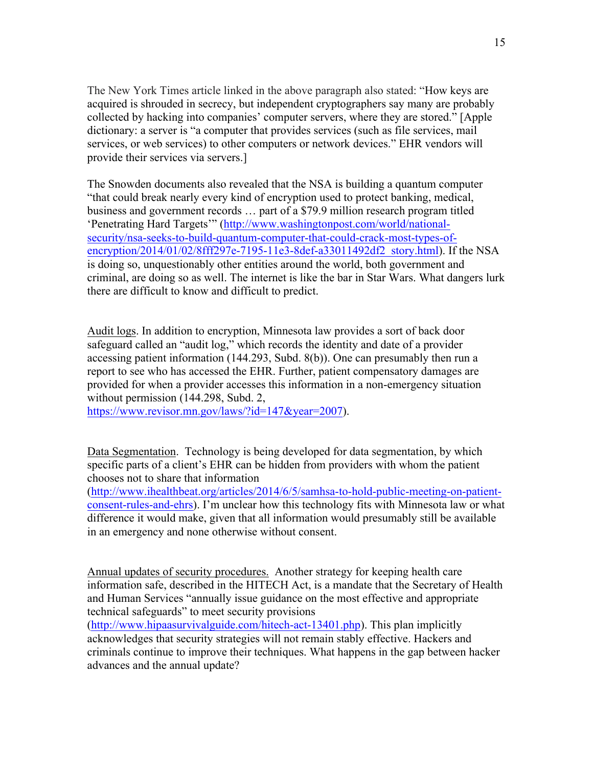The New York Times article linked in the above paragraph also stated: "How keys are acquired is shrouded in secrecy, but independent cryptographers say many are probably collected by hacking into companies' computer servers, where they are stored." [Apple dictionary: a server is "a computer that provides services (such as file services, mail services, or web services) to other computers or network devices." EHR vendors will provide their services via servers.]

The Snowden documents also revealed that the NSA is building a quantum computer "that could break nearly every kind of encryption used to protect banking, medical, business and government records … part of a $79.9 million research program titled 'Penetrating Hard Targets'" (http://www.washingtonpost.com/world/national-security/nsa-seeks-to-build-quantum-computer-that-could-crack-most-types-of-encryption/2014/01/02/8fff297e-7195-11e3-8def-a33011492df2_story.html). If the NSA is doing so, unquestionably other entities around the world, both government and criminal, are doing so as well. The internet is like the bar in Star Wars. What dangers lurk there are difficult to know and difficult to predict.

Audit logs. In addition to encryption, Minnesota law provides a sort of back door safeguard called an "audit log," which records the identity and date of a provider accessing patient information (144.293, Subd. 8(b)). One can presumably then run a report to see who has accessed the EHR. Further, patient compensatory damages are provided for when a provider accesses this information in a non-emergency situation without permission (144.298, Subd. 2, https://www.revisor.mn.gov/laws/?id=147&year=2007).

Data Segmentation. Technology is being developed for data segmentation, by which specific parts of a client's EHR can be hidden from providers with whom the patient chooses not to share that information (http://www.ihealthbeat.org/articles/2014/6/5/samhsa-to-hold-public-meeting-on-patient-consent-rules-and-ehrs). I'm unclear how this technology fits with Minnesota law or what difference it would make, given that all information would presumably still be available in an emergency and none otherwise without consent.

Annual updates of security procedures. Another strategy for keeping health care information safe, described in the HITECH Act, is a mandate that the Secretary of Health and Human Services "annually issue guidance on the most effective and appropriate technical safeguards" to meet security provisions (http://www.hipaasurvivalguide.com/hitech-act-13401.php). This plan implicitly acknowledges that security strategies will not remain stably effective. Hackers and criminals continue to improve their techniques. What happens in the gap between hacker advances and the annual update?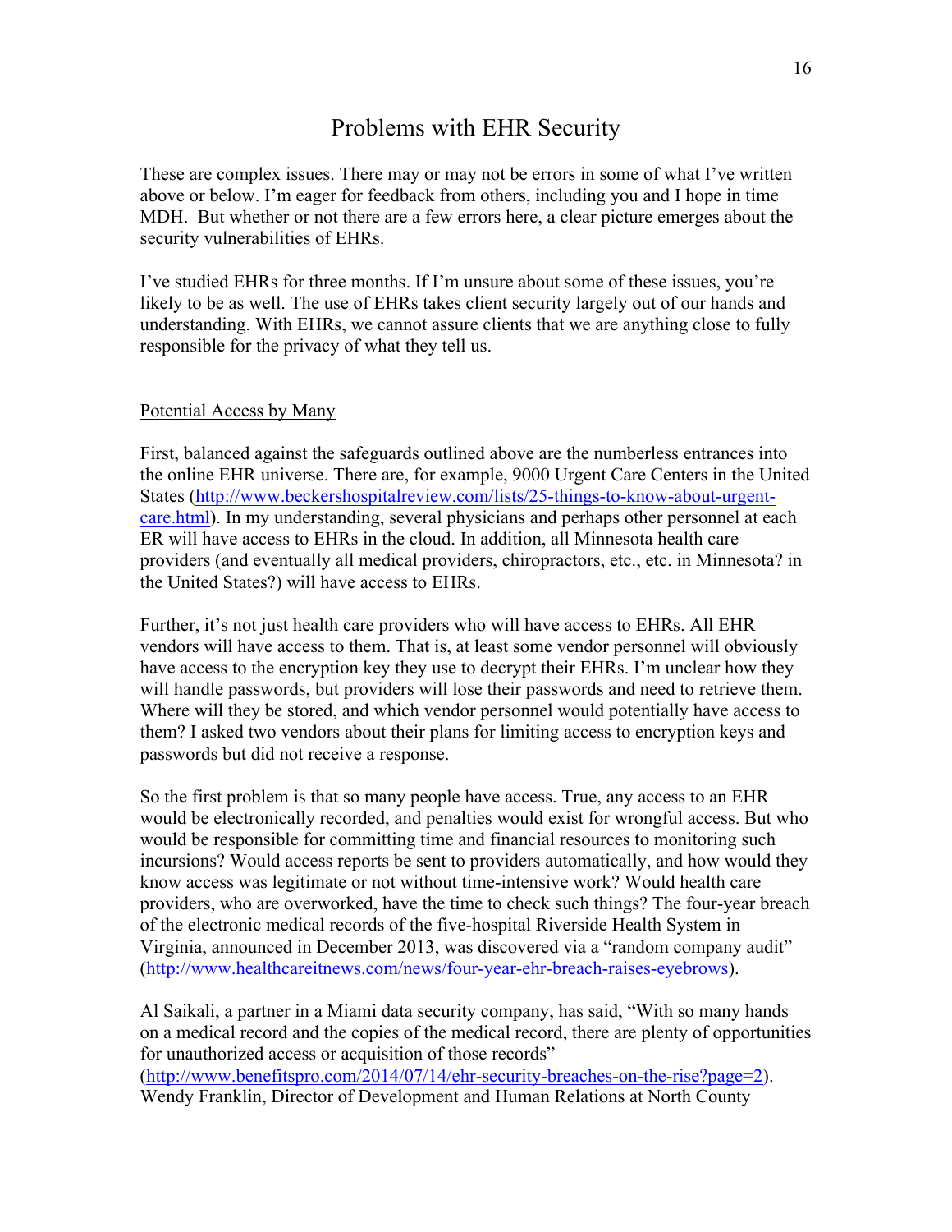# Problems with EHR Security

These are complex issues. There may or may not be errors in some of what I've written above or below. I'm eager for feedback from others, including you and I hope in time MDH. But whether or not there are a few errors here, a clear picture emerges about the security vulnerabilities of EHRs.

I've studied EHRs for three months. If I'm unsure about some of these issues, you're likely to be as well. The use of EHRs takes client security largely out of our hands and understanding. With EHRs, we cannot assure clients that we are anything close to fully responsible for the privacy of what they tell us.

## Potential Access by Many

First, balanced against the safeguards outlined above are the numberless entrances into the online EHR universe. There are, for example, 9000 Urgent Care Centers in the United States (http://www.beckershospitalreview.com/lists/25-things-to-know-about-urgent-care.html). In my understanding, several physicians and perhaps other personnel at each ER will have access to EHRs in the cloud. In addition, all Minnesota health care providers (and eventually all medical providers, chiropractors, etc., etc. in Minnesota? in the United States?) will have access to EHRs.

Further, it's not just health care providers who will have access to EHRs. All EHR vendors will have access to them. That is, at least some vendor personnel will obviously have access to the encryption key they use to decrypt their EHRs. I'm unclear how they will handle passwords, but providers will lose their passwords and need to retrieve them. Where will they be stored, and which vendor personnel would potentially have access to them? I asked two vendors about their plans for limiting access to encryption keys and passwords but did not receive a response.

So the first problem is that so many people have access. True, any access to an EHR would be electronically recorded, and penalties would exist for wrongful access. But who would be responsible for committing time and financial resources to monitoring such incursions? Would access reports be sent to providers automatically, and how would they know access was legitimate or not without time-intensive work? Would health care providers, who are overworked, have the time to check such things? The four-year breach of the electronic medical records of the five-hospital Riverside Health System in Virginia, announced in December 2013, was discovered via a "random company audit" (http://www.healthcareitnews.com/news/four-year-ehr-breach-raises-eyebrows).

Al Saikali, a partner in a Miami data security company, has said, "With so many hands on a medical record and the copies of the medical record, there are plenty of opportunities for unauthorized access or acquisition of those records" (http://www.benefitspro.com/2014/07/14/ehr-security-breaches-on-the-rise?page=2). Wendy Franklin, Director of Development and Human Relations at North County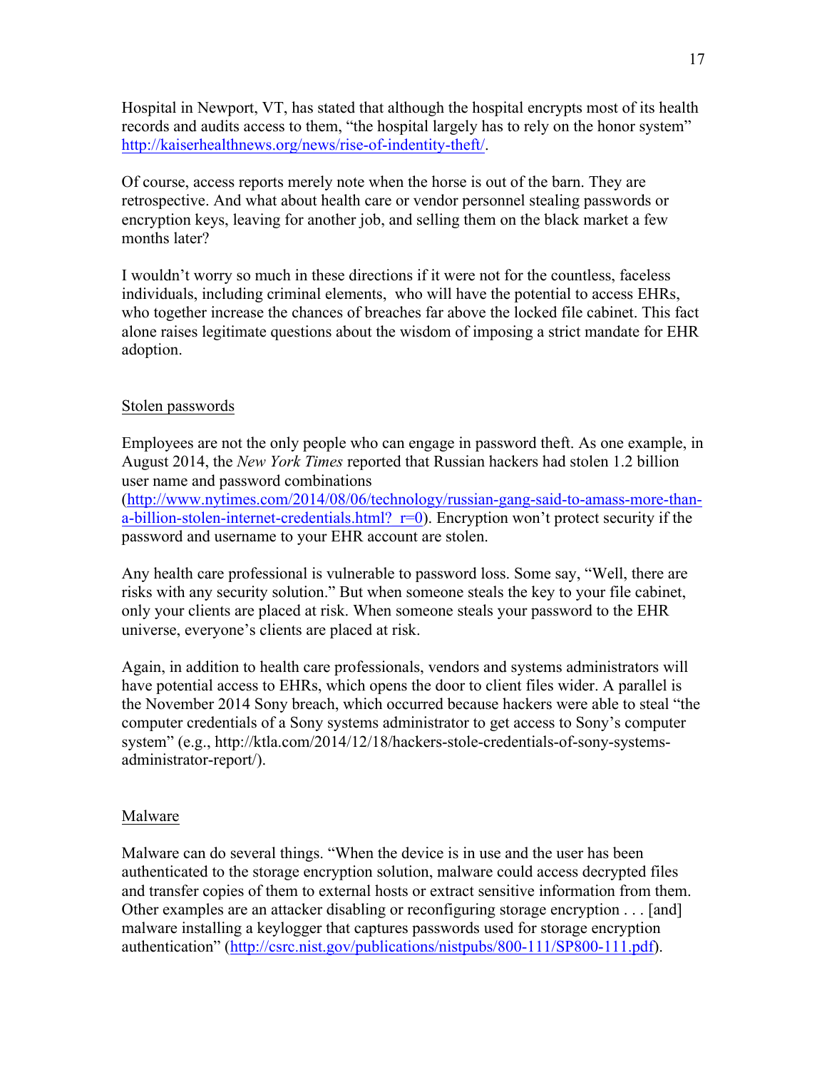Hospital in Newport, VT, has stated that although the hospital encrypts most of its health records and audits access to them, "the hospital largely has to rely on the honor system" http://kaiserhealthnews.org/news/rise-of-indentity-theft/.

Of course, access reports merely note when the horse is out of the barn. They are retrospective. And what about health care or vendor personnel stealing passwords or encryption keys, leaving for another job, and selling them on the black market a few months later?

I wouldn't worry so much in these directions if it were not for the countless, faceless individuals, including criminal elements, who will have the potential to access EHRs, who together increase the chances of breaches far above the locked file cabinet. This fact alone raises legitimate questions about the wisdom of imposing a strict mandate for EHR adoption.

## Stolen passwords

Employees are not the only people who can engage in password theft. As one example, in August 2014, the *New York Times* reported that Russian hackers had stolen 1.2 billion user name and password combinations (http://www.nytimes.com/2014/08/06/technology/russian-gang-said-to-amass-more-than-a-billion-stolen-internet-credentials.html?_r=0). Encryption won't protect security if the password and username to your EHR account are stolen.

Any health care professional is vulnerable to password loss. Some say, "Well, there are risks with any security solution." But when someone steals the key to your file cabinet, only your clients are placed at risk. When someone steals your password to the EHR universe, everyone's clients are placed at risk.

Again, in addition to health care professionals, vendors and systems administrators will have potential access to EHRs, which opens the door to client files wider. A parallel is the November 2014 Sony breach, which occurred because hackers were able to steal "the computer credentials of a Sony systems administrator to get access to Sony's computer system" (e.g., http://ktla.com/2014/12/18/hackers-stole-credentials-of-sony-systems-administrator-report/).

## Malware

Malware can do several things. "When the device is in use and the user has been authenticated to the storage encryption solution, malware could access decrypted files and transfer copies of them to external hosts or extract sensitive information from them. Other examples are an attacker disabling or reconfiguring storage encryption . . . [and] malware installing a keylogger that captures passwords used for storage encryption authentication" (http://csrc.nist.gov/publications/nistpubs/800-111/SP800-111.pdf).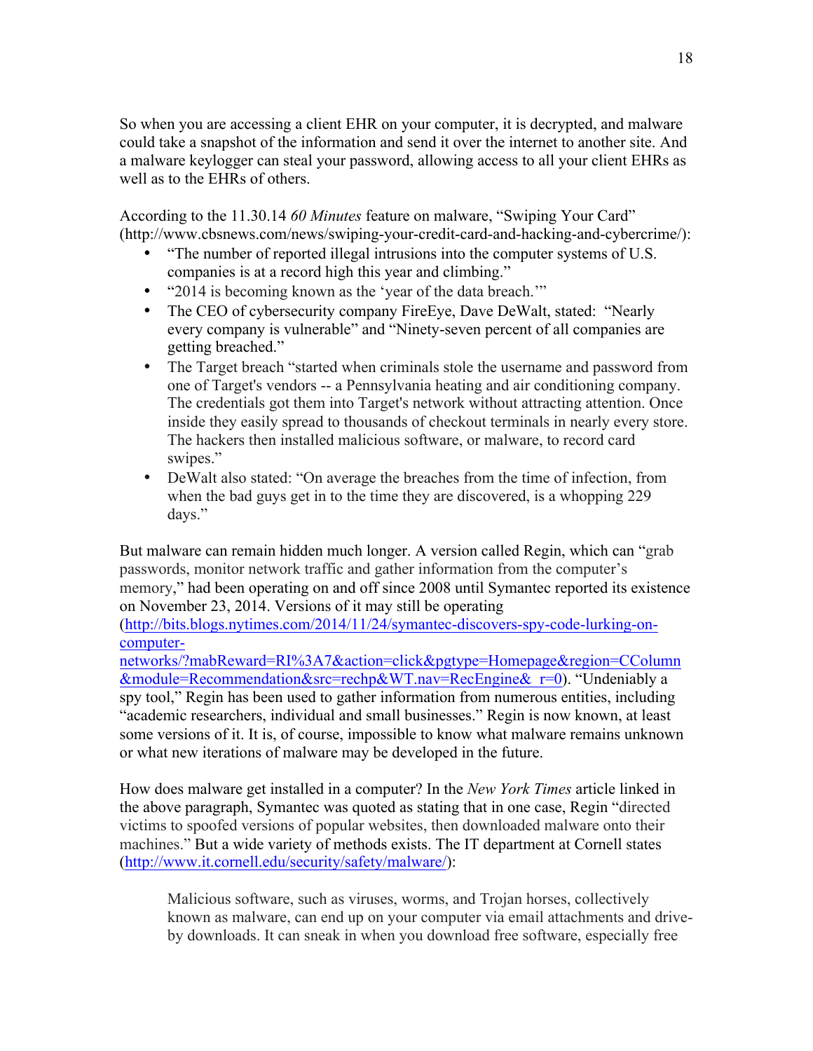So when you are accessing a client EHR on your computer, it is decrypted, and malware could take a snapshot of the information and send it over the internet to another site. And a malware keylogger can steal your password, allowing access to all your client EHRs as well as to the EHRs of others.

According to the 11.30.14 *60 Minutes* feature on malware, "Swiping Your Card" (http://www.cbsnews.com/news/swiping-your-credit-card-and-hacking-and-cybercrime/):

- "The number of reported illegal intrusions into the computer systems of U.S. companies is at a record high this year and climbing."
- "2014 is becoming known as the 'year of the data breach.'"
- The CEO of cybersecurity company FireEye, Dave DeWalt, stated: "Nearly every company is vulnerable" and "Ninety-seven percent of all companies are getting breached."
- The Target breach "started when criminals stole the username and password from one of Target's vendors -- a Pennsylvania heating and air conditioning company. The credentials got them into Target's network without attracting attention. Once inside they easily spread to thousands of checkout terminals in nearly every store. The hackers then installed malicious software, or malware, to record card swipes."
- DeWalt also stated: "On average the breaches from the time of infection, from when the bad guys get in to the time they are discovered, is a whopping 229 days."

But malware can remain hidden much longer. A version called Regin, which can "grab passwords, monitor network traffic and gather information from the computer's memory," had been operating on and off since 2008 until Symantec reported its existence on November 23, 2014. Versions of it may still be operating (http://bits.blogs.nytimes.com/2014/11/24/symantec-discovers-spy-code-lurking-on-computer-networks/?mabReward=RI%3A7&action=click&pgtype=Homepage&region=CColumn&module=Recommendation&src=rechp&WT.nav=RecEngine&_r=0). "Undeniably a spy tool," Regin has been used to gather information from numerous entities, including "academic researchers, individual and small businesses." Regin is now known, at least some versions of it. It is, of course, impossible to know what malware remains unknown or what new iterations of malware may be developed in the future.

How does malware get installed in a computer? In the *New York Times* article linked in the above paragraph, Symantec was quoted as stating that in one case, Regin "directed victims to spoofed versions of popular websites, then downloaded malware onto their machines." But a wide variety of methods exists. The IT department at Cornell states (http://www.it.cornell.edu/security/safety/malware/):

> Malicious software, such as viruses, worms, and Trojan horses, collectively known as malware, can end up on your computer via email attachments and drive-by downloads. It can sneak in when you download free software, especially free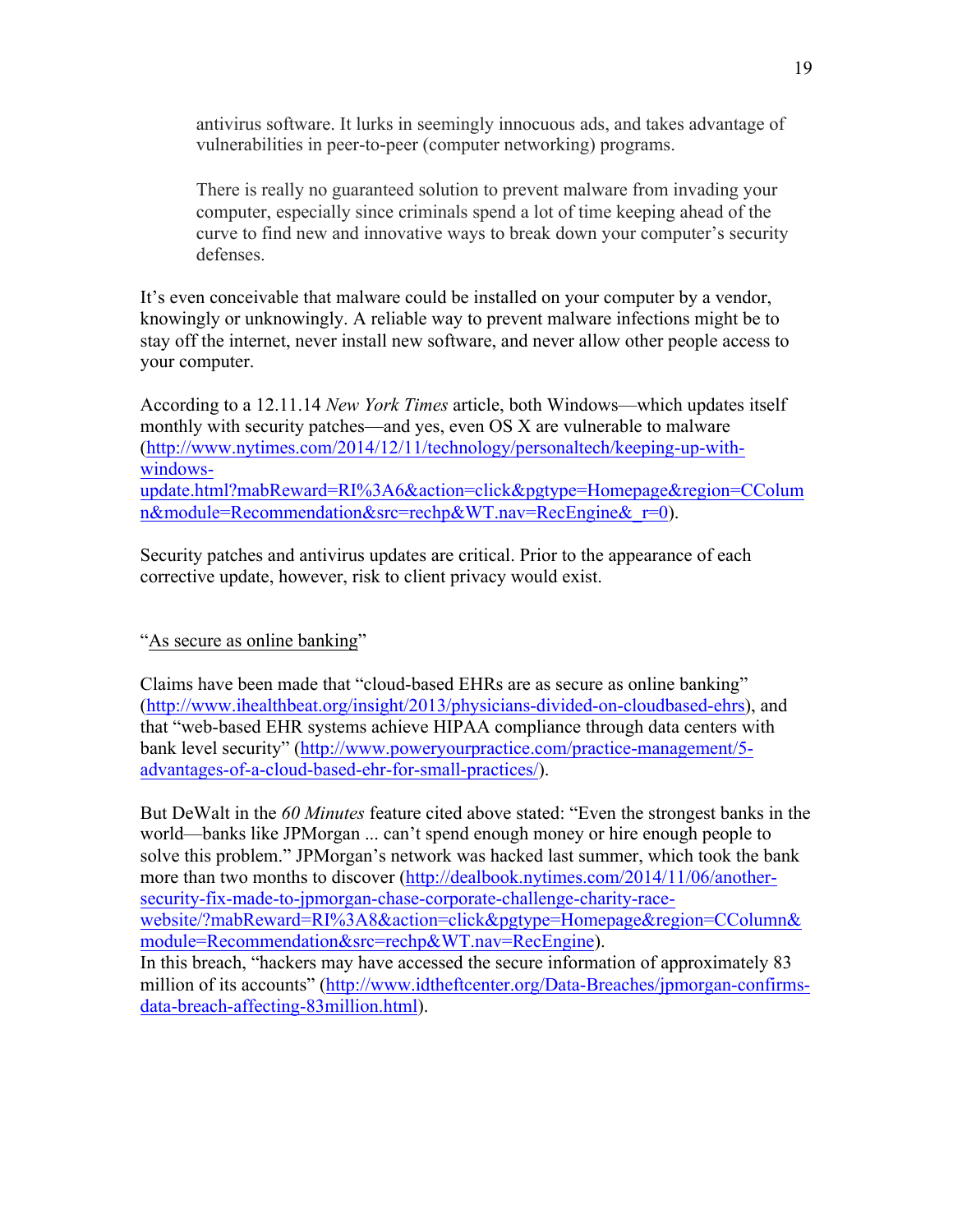> antivirus software. It lurks in seemingly innocuous ads, and takes advantage of vulnerabilities in peer-to-peer (computer networking) programs.
>
> There is really no guaranteed solution to prevent malware from invading your computer, especially since criminals spend a lot of time keeping ahead of the curve to find new and innovative ways to break down your computer's security defenses.

It's even conceivable that malware could be installed on your computer by a vendor, knowingly or unknowingly. A reliable way to prevent malware infections might be to stay off the internet, never install new software, and never allow other people access to your computer.

According to a 12.11.14 *New York Times* article, both Windows—which updates itself monthly with security patches—and yes, even OS X are vulnerable to malware (http://www.nytimes.com/2014/12/11/technology/personaltech/keeping-up-with-windows-update.html?mabReward=RI%3A6&action=click&pgtype=Homepage&region=CColumn&module=Recommendation&src=rechp&WT.nav=RecEngine&_r=0).

Security patches and antivirus updates are critical. Prior to the appearance of each corrective update, however, risk to client privacy would exist.

"As secure as online banking"

Claims have been made that "cloud-based EHRs are as secure as online banking" (http://www.ihealthbeat.org/insight/2013/physicians-divided-on-cloudbased-ehrs), and that "web-based EHR systems achieve HIPAA compliance through data centers with bank level security" (http://www.poweryourpractice.com/practice-management/5-advantages-of-a-cloud-based-ehr-for-small-practices/).

But DeWalt in the *60 Minutes* feature cited above stated: "Even the strongest banks in the world—banks like JPMorgan ... can't spend enough money or hire enough people to solve this problem." JPMorgan's network was hacked last summer, which took the bank more than two months to discover (http://dealbook.nytimes.com/2014/11/06/another-security-fix-made-to-jpmorgan-chase-corporate-challenge-charity-race-website/?mabReward=RI%3A8&action=click&pgtype=Homepage&region=CColumn&module=Recommendation&src=rechp&WT.nav=RecEngine).
In this breach, "hackers may have accessed the secure information of approximately 83 million of its accounts" (http://www.idtheftcenter.org/Data-Breaches/jpmorgan-confirms-data-breach-affecting-83million.html).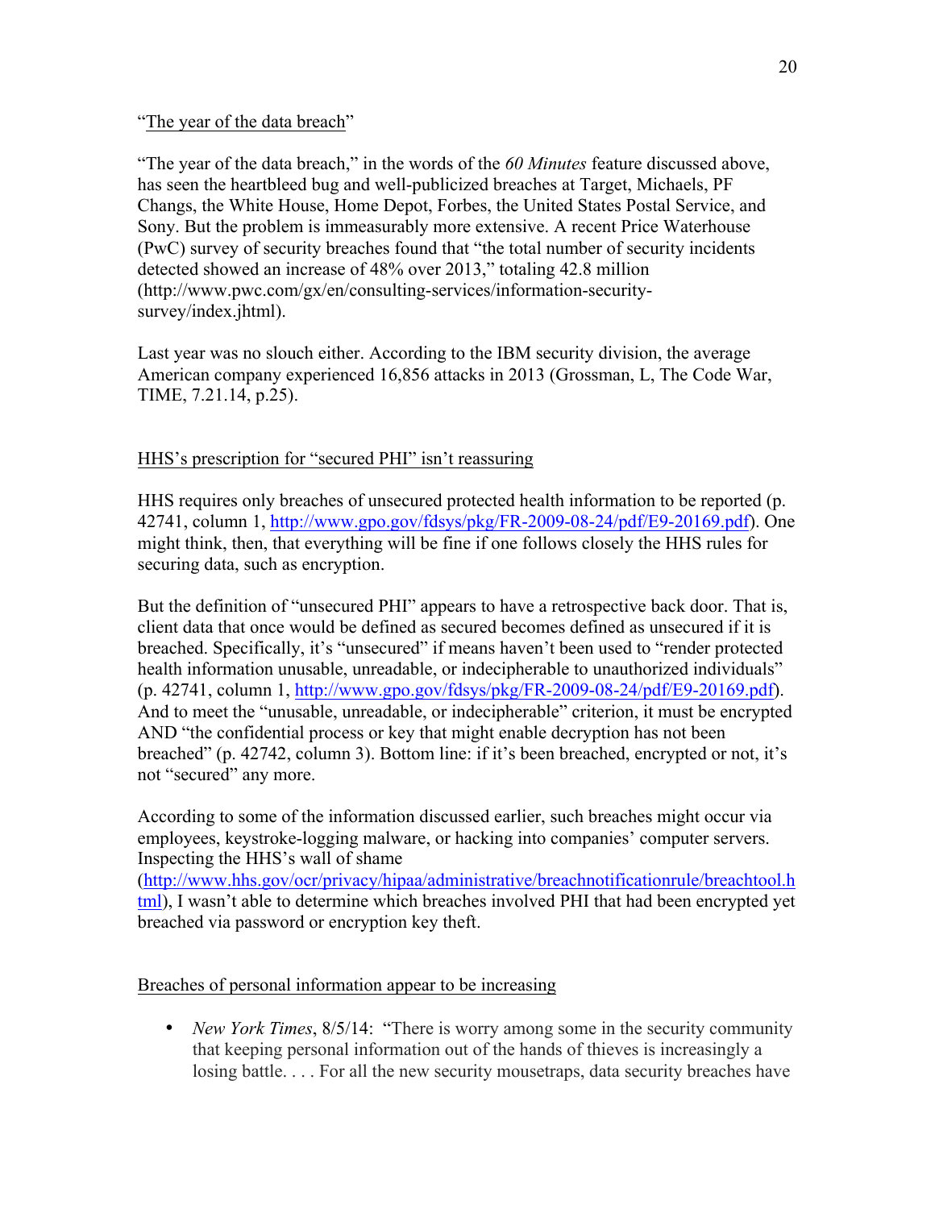## "The year of the data breach"

"The year of the data breach," in the words of the *60 Minutes* feature discussed above, has seen the heartbleed bug and well-publicized breaches at Target, Michaels, PF Changs, the White House, Home Depot, Forbes, the United States Postal Service, and Sony. But the problem is immeasurably more extensive. A recent Price Waterhouse (PwC) survey of security breaches found that "the total number of security incidents detected showed an increase of 48% over 2013," totaling 42.8 million (http://www.pwc.com/gx/en/consulting-services/information-security-survey/index.jhtml).

Last year was no slouch either. According to the IBM security division, the average American company experienced 16,856 attacks in 2013 (Grossman, L, The Code War, TIME, 7.21.14, p.25).

## HHS's prescription for "secured PHI" isn't reassuring

HHS requires only breaches of unsecured protected health information to be reported (p. 42741, column 1, http://www.gpo.gov/fdsys/pkg/FR-2009-08-24/pdf/E9-20169.pdf). One might think, then, that everything will be fine if one follows closely the HHS rules for securing data, such as encryption.

But the definition of "unsecured PHI" appears to have a retrospective back door. That is, client data that once would be defined as secured becomes defined as unsecured if it is breached. Specifically, it's "unsecured" if means haven't been used to "render protected health information unusable, unreadable, or indecipherable to unauthorized individuals" (p. 42741, column 1, http://www.gpo.gov/fdsys/pkg/FR-2009-08-24/pdf/E9-20169.pdf). And to meet the "unusable, unreadable, or indecipherable" criterion, it must be encrypted AND "the confidential process or key that might enable decryption has not been breached" (p. 42742, column 3). Bottom line: if it's been breached, encrypted or not, it's not "secured" any more.

According to some of the information discussed earlier, such breaches might occur via employees, keystroke-logging malware, or hacking into companies' computer servers. Inspecting the HHS's wall of shame (http://www.hhs.gov/ocr/privacy/hipaa/administrative/breachnotificationrule/breachtool.html), I wasn't able to determine which breaches involved PHI that had been encrypted yet breached via password or encryption key theft.

## Breaches of personal information appear to be increasing

- *New York Times*, 8/5/14: "There is worry among some in the security community that keeping personal information out of the hands of thieves is increasingly a losing battle. . . . For all the new security mousetraps, data security breaches have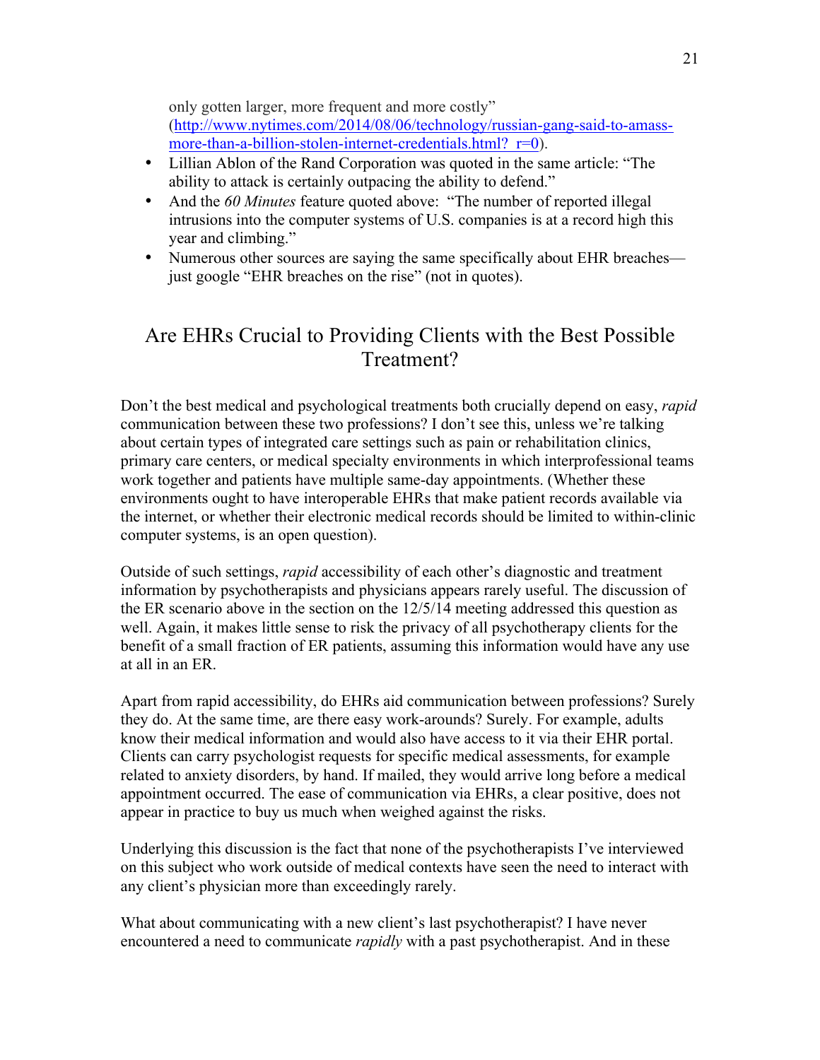only gotten larger, more frequent and more costly" (http://www.nytimes.com/2014/08/06/technology/russian-gang-said-to-amass-more-than-a-billion-stolen-internet-credentials.html?_r=0).

- Lillian Ablon of the Rand Corporation was quoted in the same article: "The ability to attack is certainly outpacing the ability to defend."
- And the *60 Minutes* feature quoted above: "The number of reported illegal intrusions into the computer systems of U.S. companies is at a record high this year and climbing."
- Numerous other sources are saying the same specifically about EHR breaches—just google "EHR breaches on the rise" (not in quotes).

## Are EHRs Crucial to Providing Clients with the Best Possible Treatment?

Don't the best medical and psychological treatments both crucially depend on easy, *rapid* communication between these two professions? I don't see this, unless we're talking about certain types of integrated care settings such as pain or rehabilitation clinics, primary care centers, or medical specialty environments in which interprofessional teams work together and patients have multiple same-day appointments. (Whether these environments ought to have interoperable EHRs that make patient records available via the internet, or whether their electronic medical records should be limited to within-clinic computer systems, is an open question).

Outside of such settings, *rapid* accessibility of each other's diagnostic and treatment information by psychotherapists and physicians appears rarely useful. The discussion of the ER scenario above in the section on the 12/5/14 meeting addressed this question as well. Again, it makes little sense to risk the privacy of all psychotherapy clients for the benefit of a small fraction of ER patients, assuming this information would have any use at all in an ER.

Apart from rapid accessibility, do EHRs aid communication between professions? Surely they do. At the same time, are there easy work-arounds? Surely. For example, adults know their medical information and would also have access to it via their EHR portal. Clients can carry psychologist requests for specific medical assessments, for example related to anxiety disorders, by hand. If mailed, they would arrive long before a medical appointment occurred. The ease of communication via EHRs, a clear positive, does not appear in practice to buy us much when weighed against the risks.

Underlying this discussion is the fact that none of the psychotherapists I've interviewed on this subject who work outside of medical contexts have seen the need to interact with any client's physician more than exceedingly rarely.

What about communicating with a new client's last psychotherapist? I have never encountered a need to communicate *rapidly* with a past psychotherapist. And in these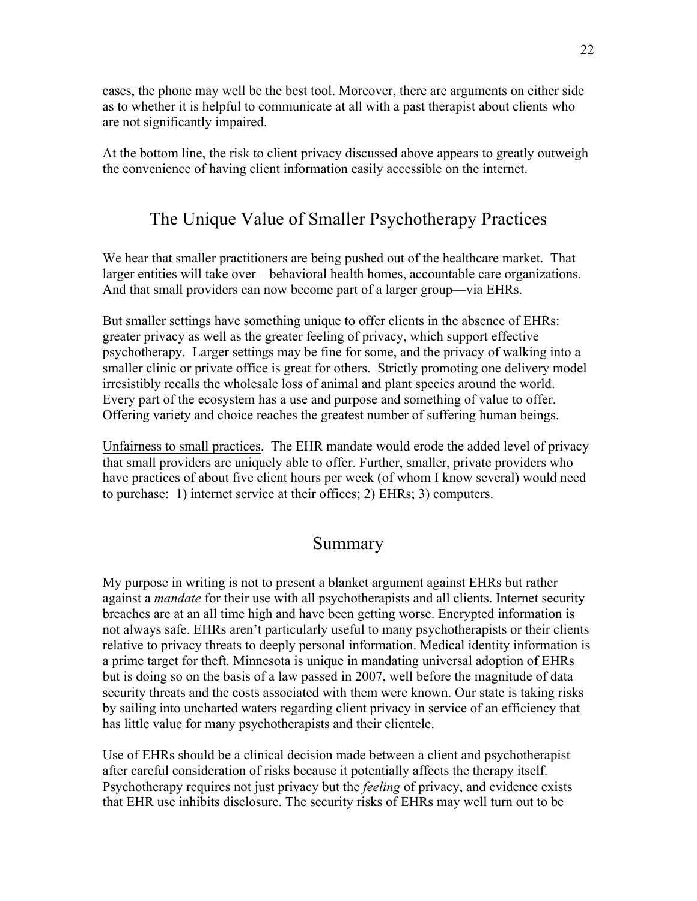cases, the phone may well be the best tool. Moreover, there are arguments on either side as to whether it is helpful to communicate at all with a past therapist about clients who are not significantly impaired.

At the bottom line, the risk to client privacy discussed above appears to greatly outweigh the convenience of having client information easily accessible on the internet.

## The Unique Value of Smaller Psychotherapy Practices

We hear that smaller practitioners are being pushed out of the healthcare market. That larger entities will take over—behavioral health homes, accountable care organizations. And that small providers can now become part of a larger group—via EHRs.

But smaller settings have something unique to offer clients in the absence of EHRs: greater privacy as well as the greater feeling of privacy, which support effective psychotherapy. Larger settings may be fine for some, and the privacy of walking into a smaller clinic or private office is great for others. Strictly promoting one delivery model irresistibly recalls the wholesale loss of animal and plant species around the world. Every part of the ecosystem has a use and purpose and something of value to offer. Offering variety and choice reaches the greatest number of suffering human beings.

Unfairness to small practices. The EHR mandate would erode the added level of privacy that small providers are uniquely able to offer. Further, smaller, private providers who have practices of about five client hours per week (of whom I know several) would need to purchase: 1) internet service at their offices; 2) EHRs; 3) computers.

## Summary

My purpose in writing is not to present a blanket argument against EHRs but rather against a *mandate* for their use with all psychotherapists and all clients. Internet security breaches are at an all time high and have been getting worse. Encrypted information is not always safe. EHRs aren't particularly useful to many psychotherapists or their clients relative to privacy threats to deeply personal information. Medical identity information is a prime target for theft. Minnesota is unique in mandating universal adoption of EHRs but is doing so on the basis of a law passed in 2007, well before the magnitude of data security threats and the costs associated with them were known. Our state is taking risks by sailing into uncharted waters regarding client privacy in service of an efficiency that has little value for many psychotherapists and their clientele.

Use of EHRs should be a clinical decision made between a client and psychotherapist after careful consideration of risks because it potentially affects the therapy itself. Psychotherapy requires not just privacy but the *feeling* of privacy, and evidence exists that EHR use inhibits disclosure. The security risks of EHRs may well turn out to be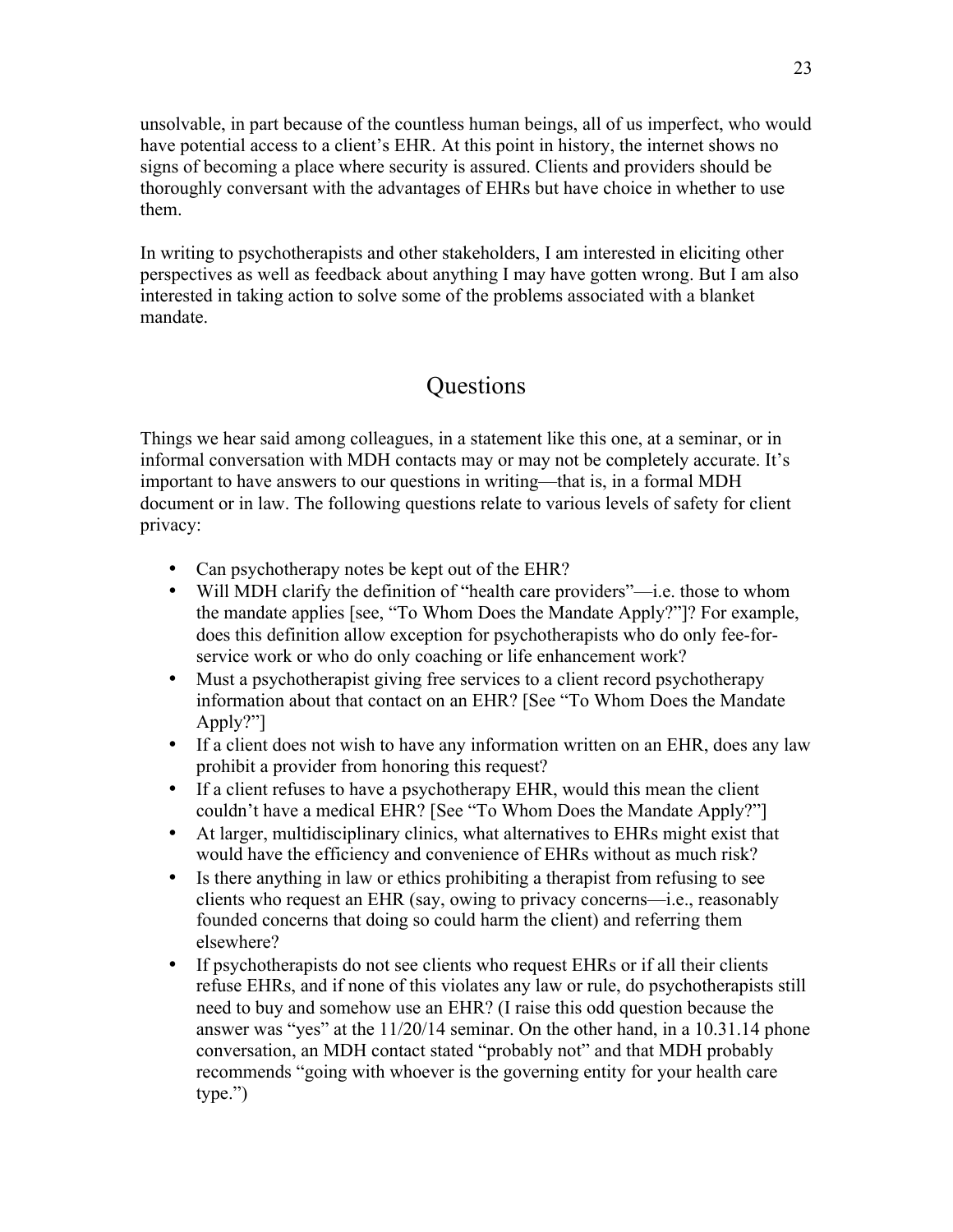unsolvable, in part because of the countless human beings, all of us imperfect, who would have potential access to a client's EHR. At this point in history, the internet shows no signs of becoming a place where security is assured. Clients and providers should be thoroughly conversant with the advantages of EHRs but have choice in whether to use them.

In writing to psychotherapists and other stakeholders, I am interested in eliciting other perspectives as well as feedback about anything I may have gotten wrong. But I am also interested in taking action to solve some of the problems associated with a blanket mandate.

## Questions

Things we hear said among colleagues, in a statement like this one, at a seminar, or in informal conversation with MDH contacts may or may not be completely accurate. It's important to have answers to our questions in writing—that is, in a formal MDH document or in law. The following questions relate to various levels of safety for client privacy:

- Can psychotherapy notes be kept out of the EHR?
- Will MDH clarify the definition of "health care providers"—i.e. those to whom the mandate applies [see, "To Whom Does the Mandate Apply?"]? For example, does this definition allow exception for psychotherapists who do only fee-for-service work or who do only coaching or life enhancement work?
- Must a psychotherapist giving free services to a client record psychotherapy information about that contact on an EHR? [See "To Whom Does the Mandate Apply?"]
- If a client does not wish to have any information written on an EHR, does any law prohibit a provider from honoring this request?
- If a client refuses to have a psychotherapy EHR, would this mean the client couldn't have a medical EHR? [See "To Whom Does the Mandate Apply?"]
- At larger, multidisciplinary clinics, what alternatives to EHRs might exist that would have the efficiency and convenience of EHRs without as much risk?
- Is there anything in law or ethics prohibiting a therapist from refusing to see clients who request an EHR (say, owing to privacy concerns—i.e., reasonably founded concerns that doing so could harm the client) and referring them elsewhere?
- If psychotherapists do not see clients who request EHRs or if all their clients refuse EHRs, and if none of this violates any law or rule, do psychotherapists still need to buy and somehow use an EHR? (I raise this odd question because the answer was "yes" at the 11/20/14 seminar. On the other hand, in a 10.31.14 phone conversation, an MDH contact stated "probably not" and that MDH probably recommends "going with whoever is the governing entity for your health care type.")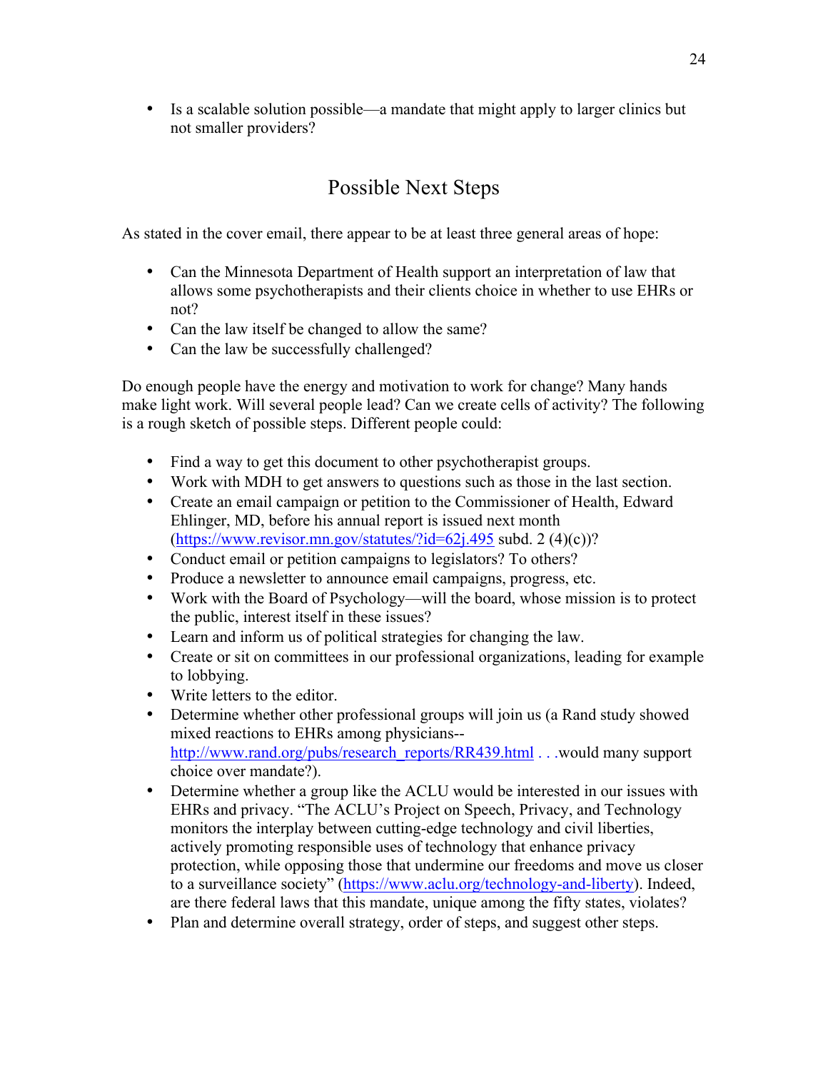- Is a scalable solution possible—a mandate that might apply to larger clinics but not smaller providers?

## Possible Next Steps

As stated in the cover email, there appear to be at least three general areas of hope:

- Can the Minnesota Department of Health support an interpretation of law that allows some psychotherapists and their clients choice in whether to use EHRs or not?
- Can the law itself be changed to allow the same?
- Can the law be successfully challenged?

Do enough people have the energy and motivation to work for change? Many hands make light work. Will several people lead? Can we create cells of activity? The following is a rough sketch of possible steps. Different people could:

- Find a way to get this document to other psychotherapist groups.
- Work with MDH to get answers to questions such as those in the last section.
- Create an email campaign or petition to the Commissioner of Health, Edward Ehlinger, MD, before his annual report is issued next month (https://www.revisor.mn.gov/statutes/?id=62j.495 subd. 2 (4)(c))?
- Conduct email or petition campaigns to legislators? To others?
- Produce a newsletter to announce email campaigns, progress, etc.
- Work with the Board of Psychology—will the board, whose mission is to protect the public, interest itself in these issues?
- Learn and inform us of political strategies for changing the law.
- Create or sit on committees in our professional organizations, leading for example to lobbying.
- Write letters to the editor.
- Determine whether other professional groups will join us (a Rand study showed mixed reactions to EHRs among physicians--http://www.rand.org/pubs/research_reports/RR439.html . . .would many support choice over mandate?).
- Determine whether a group like the ACLU would be interested in our issues with EHRs and privacy. "The ACLU's Project on Speech, Privacy, and Technology monitors the interplay between cutting-edge technology and civil liberties, actively promoting responsible uses of technology that enhance privacy protection, while opposing those that undermine our freedoms and move us closer to a surveillance society" (https://www.aclu.org/technology-and-liberty). Indeed, are there federal laws that this mandate, unique among the fifty states, violates?
- Plan and determine overall strategy, order of steps, and suggest other steps.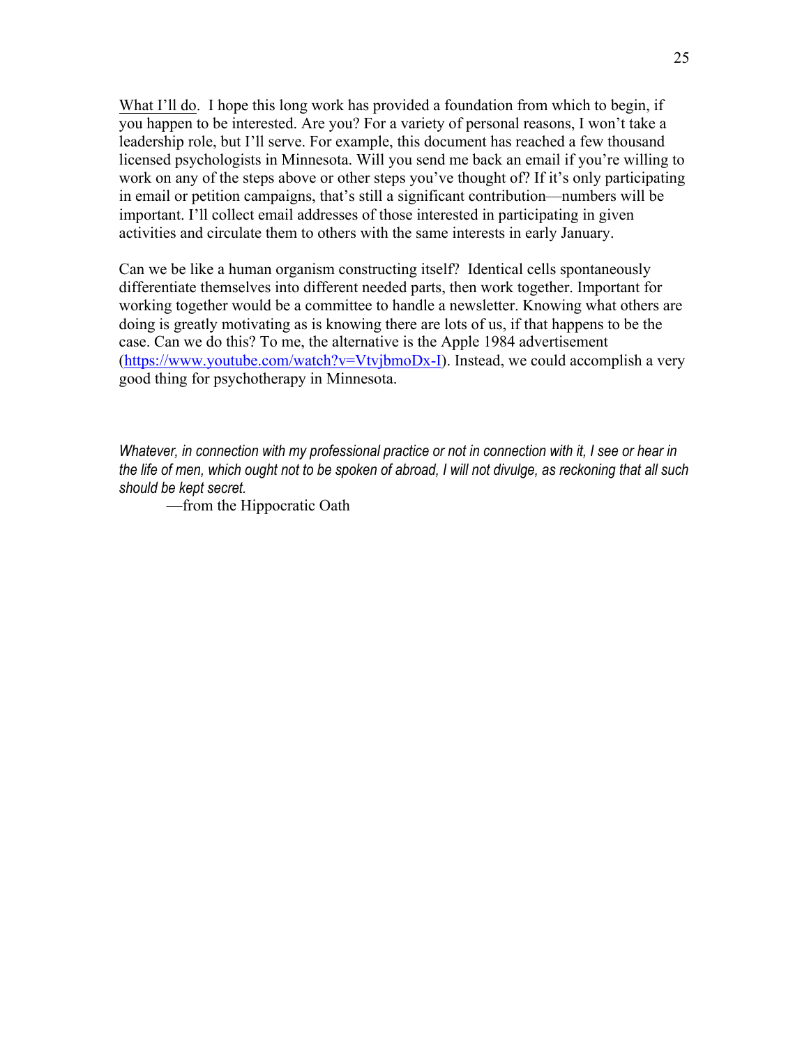<u>What I'll do</u>. I hope this long work has provided a foundation from which to begin, if you happen to be interested. Are you? For a variety of personal reasons, I won't take a leadership role, but I'll serve. For example, this document has reached a few thousand licensed psychologists in Minnesota. Will you send me back an email if you're willing to work on any of the steps above or other steps you've thought of? If it's only participating in email or petition campaigns, that's still a significant contribution—numbers will be important. I'll collect email addresses of those interested in participating in given activities and circulate them to others with the same interests in early January.

Can we be like a human organism constructing itself? Identical cells spontaneously differentiate themselves into different needed parts, then work together. Important for working together would be a committee to handle a newsletter. Knowing what others are doing is greatly motivating as is knowing there are lots of us, if that happens to be the case. Can we do this? To me, the alternative is the Apple 1984 advertisement (https://www.youtube.com/watch?v=VtvjbmoDx-I). Instead, we could accomplish a very good thing for psychotherapy in Minnesota.

*Whatever, in connection with my professional practice or not in connection with it, I see or hear in the life of men, which ought not to be spoken of abroad, I will not divulge, as reckoning that all such should be kept secret.*

—from the Hippocratic Oath